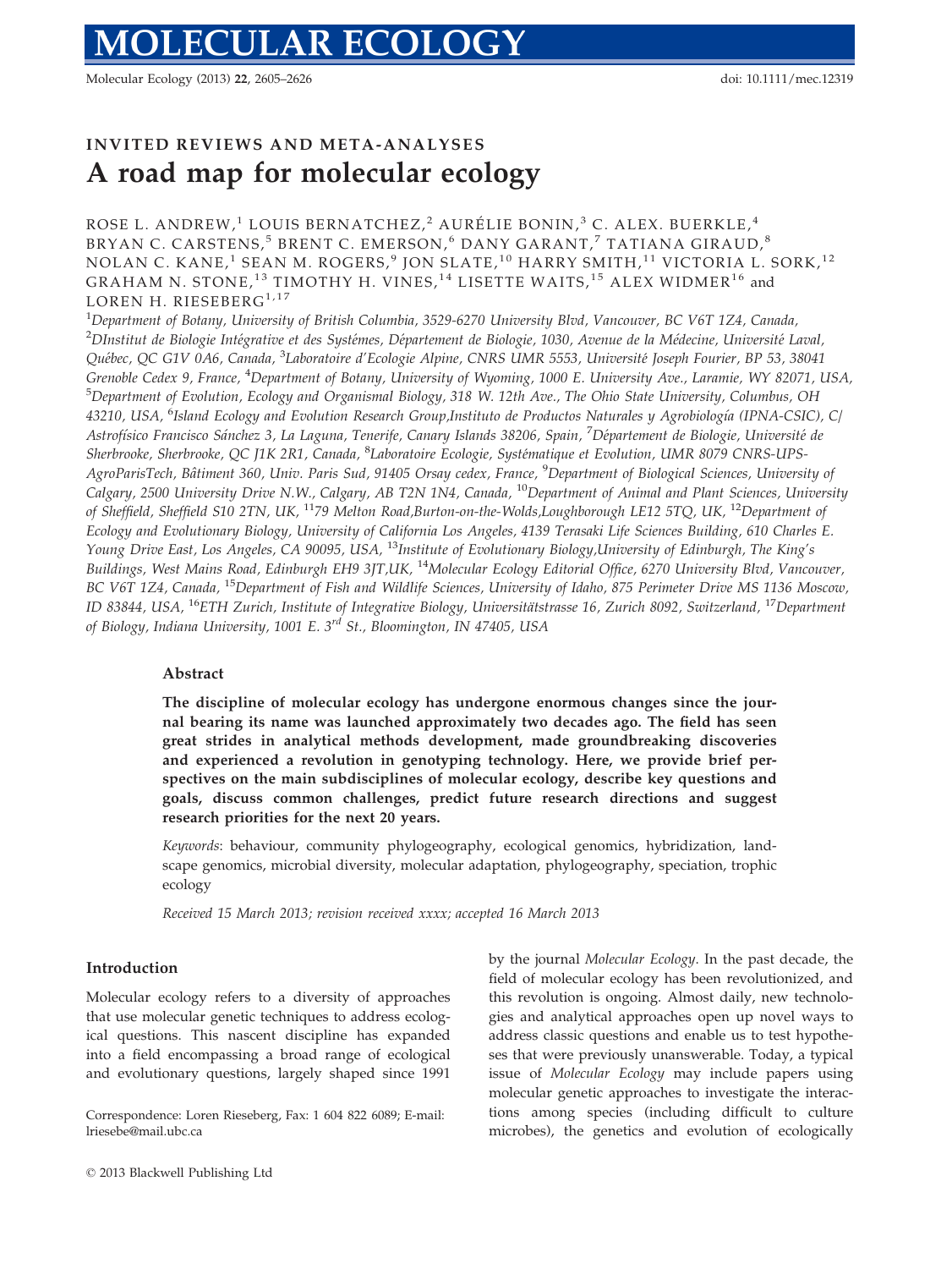# MOLECULAR ECOLOGY

## INVITED REVIEWS AND META-ANALYSES

# A road map for molecular ecology

ROSE L. ANDREW,[1] LOUIS BERNATCHEZ,[2] AURÉLIE BONIN,[3] C. ALEX. BUERKLE,[4] BRYAN C. CARSTENS,[5] BRENT C. EMERSON,[6] DANY GARANT,[7] TATIANA GIRAUD,[8] NOLAN C. KANE,[1] SEAN M. ROGERS,[9] JON SLATE,[10] HARRY SMITH,[11] VICTORIA L. SORK,[12] GRAHAM N. STONE,[13] TIMOTHY H. VINES,[14] LISETTE WAITS,[15] ALEX WIDMER[16] and LOREN H. RIESEBERG[1,17]

[1]*Department of Botany, University of British Columbia, 3529-6270 University Blvd, Vancouver, BC V6T 1Z4, Canada,* [2]*DInstitut de Biologie Intégrative et des Systémes, Département de Biologie, 1030, Avenue de la Médecine, Université Laval, Québec, QC G1V 0A6, Canada,* [3]*Laboratoire d'Ecologie Alpine, CNRS UMR 5553, Université Joseph Fourier, BP 53, 38041 Grenoble Cedex 9, France,* [4]*Department of Botany, University of Wyoming, 1000 E. University Ave., Laramie, WY 82071, USA,* [5]*Department of Evolution, Ecology and Organismal Biology, 318 W. 12th Ave., The Ohio State University, Columbus, OH 43210, USA,* [6]*Island Ecology and Evolution Research Group,Instituto de Productos Naturales y Agrobiología (IPNA-CSIC), C/ Astrofísico Francisco Sánchez 3, La Laguna, Tenerife, Canary Islands 38206, Spain,* [7]*Département de Biologie, Université de Sherbrooke, Sherbrooke, QC J1K 2R1, Canada,* [8]*Laboratoire Ecologie, Systématique et Evolution, UMR 8079 CNRS-UPS-AgroParisTech, Bâtiment 360, Univ. Paris Sud, 91405 Orsay cedex, France,* [9]*Department of Biological Sciences, University of Calgary, 2500 University Drive N.W., Calgary, AB T2N 1N4, Canada,* [10]*Department of Animal and Plant Sciences, University of Sheffield, Sheffield S10 2TN, UK,* [11]*79 Melton Road,Burton-on-the-Wolds,Loughborough LE12 5TQ, UK,* [12]*Department of Ecology and Evolutionary Biology, University of California Los Angeles, 4139 Terasaki Life Sciences Building, 610 Charles E. Young Drive East, Los Angeles, CA 90095, USA,* [13]*Institute of Evolutionary Biology,University of Edinburgh, The King's Buildings, West Mains Road, Edinburgh EH9 3JT,UK,* [14]*Molecular Ecology Editorial Office, 6270 University Blvd, Vancouver, BC V6T 1Z4, Canada,* [15]*Department of Fish and Wildlife Sciences, University of Idaho, 875 Perimeter Drive MS 1136 Moscow, ID 83844, USA,* [16]*ETH Zurich, Institute of Integrative Biology, Universitätstrasse 16, Zurich 8092, Switzerland,* [17]*Department of Biology, Indiana University, 1001 E. 3rd St., Bloomington, IN 47405, USA*

### Abstract

**The discipline of molecular ecology has undergone enormous changes since the journal bearing its name was launched approximately two decades ago. The field has seen great strides in analytical methods development, made groundbreaking discoveries and experienced a revolution in genotyping technology. Here, we provide brief perspectives on the main subdisciplines of molecular ecology, describe key questions and goals, discuss common challenges, predict future research directions and suggest research priorities for the next 20 years.**

*Keywords*: behaviour, community phylogeography, ecological genomics, hybridization, landscape genomics, microbial diversity, molecular adaptation, phylogeography, speciation, trophic ecology

*Received 15 March 2013; revision received xxxx; accepted 16 March 2013*

## Introduction

Molecular ecology refers to a diversity of approaches that use molecular genetic techniques to address ecological questions. This nascent discipline has expanded into a field encompassing a broad range of ecological and evolutionary questions, largely shaped since 1991 by the journal *Molecular Ecology*. In the past decade, the field of molecular ecology has been revolutionized, and this revolution is ongoing. Almost daily, new technologies and analytical approaches open up novel ways to address classic questions and enable us to test hypotheses that were previously unanswerable. Today, a typical issue of *Molecular Ecology* may include papers using molecular genetic approaches to investigate the interactions among species (including difficult to culture microbes), the genetics and evolution of ecologically

Correspondence: Loren Rieseberg, Fax: 1 604 822 6089; E-mail: lriesebe@mail.ubc.ca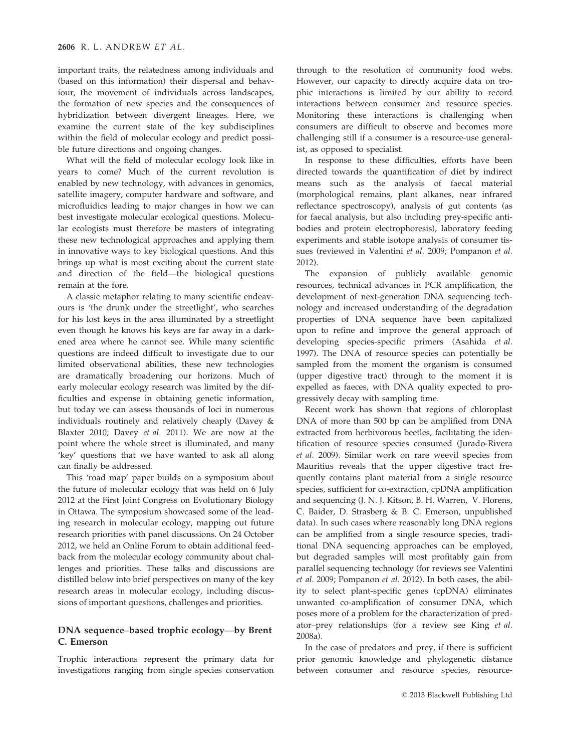important traits, the relatedness among individuals and (based on this information) their dispersal and behaviour, the movement of individuals across landscapes, the formation of new species and the consequences of hybridization between divergent lineages. Here, we examine the current state of the key subdisciplines within the field of molecular ecology and predict possible future directions and ongoing changes.

What will the field of molecular ecology look like in years to come? Much of the current revolution is enabled by new technology, with advances in genomics, satellite imagery, computer hardware and software, and microfluidics leading to major changes in how we can best investigate molecular ecological questions. Molecular ecologists must therefore be masters of integrating these new technological approaches and applying them in innovative ways to key biological questions. And this brings up what is most exciting about the current state and direction of the field—the biological questions remain at the fore.

A classic metaphor relating to many scientific endeavours is 'the drunk under the streetlight', who searches for his lost keys in the area illuminated by a streetlight even though he knows his keys are far away in a darkened area where he cannot see. While many scientific questions are indeed difficult to investigate due to our limited observational abilities, these new technologies are dramatically broadening our horizons. Much of early molecular ecology research was limited by the difficulties and expense in obtaining genetic information, but today we can assess thousands of loci in numerous individuals routinely and relatively cheaply (Davey & Blaxter 2010; Davey *et al.* 2011). We are now at the point where the whole street is illuminated, and many 'key' questions that we have wanted to ask all along can finally be addressed.

This 'road map' paper builds on a symposium about the future of molecular ecology that was held on 6 July 2012 at the First Joint Congress on Evolutionary Biology in Ottawa. The symposium showcased some of the leading research in molecular ecology, mapping out future research priorities with panel discussions. On 24 October 2012, we held an Online Forum to obtain additional feedback from the molecular ecology community about challenges and priorities. These talks and discussions are distilled below into brief perspectives on many of the key research areas in molecular ecology, including discussions of important questions, challenges and priorities.

## DNA sequence–based trophic ecology—by Brent C. Emerson

Trophic interactions represent the primary data for investigations ranging from single species conservation through to the resolution of community food webs. However, our capacity to directly acquire data on trophic interactions is limited by our ability to record interactions between consumer and resource species. Monitoring these interactions is challenging when consumers are difficult to observe and becomes more challenging still if a consumer is a resource-use generalist, as opposed to specialist.

In response to these difficulties, efforts have been directed towards the quantification of diet by indirect means such as the analysis of faecal material (morphological remains, plant alkanes, near infrared reflectance spectroscopy), analysis of gut contents (as for faecal analysis, but also including prey-specific antibodies and protein electrophoresis), laboratory feeding experiments and stable isotope analysis of consumer tissues (reviewed in Valentini *et al.* 2009; Pompanon *et al.* 2012).

The expansion of publicly available genomic resources, technical advances in PCR amplification, the development of next-generation DNA sequencing technology and increased understanding of the degradation properties of DNA sequence have been capitalized upon to refine and improve the general approach of developing species-specific primers (Asahida *et al.* 1997). The DNA of resource species can potentially be sampled from the moment the organism is consumed (upper digestive tract) through to the moment it is expelled as faeces, with DNA quality expected to progressively decay with sampling time.

Recent work has shown that regions of chloroplast DNA of more than 500 bp can be amplified from DNA extracted from herbivorous beetles, facilitating the identification of resource species consumed (Jurado-Rivera *et al.* 2009). Similar work on rare weevil species from Mauritius reveals that the upper digestive tract frequently contains plant material from a single resource species, sufficient for co-extraction, cpDNA amplification and sequencing (J. N. J. Kitson, B. H. Warren, V. Florens, C. Baider, D. Strasberg & B. C. Emerson, unpublished data). In such cases where reasonably long DNA regions can be amplified from a single resource species, traditional DNA sequencing approaches can be employed, but degraded samples will most profitably gain from parallel sequencing technology (for reviews see Valentini *et al.* 2009; Pompanon *et al.* 2012). In both cases, the ability to select plant-specific genes (cpDNA) eliminates unwanted co-amplification of consumer DNA, which poses more of a problem for the characterization of predator–prey relationships (for a review see King *et al.* 2008a).

In the case of predators and prey, if there is sufficient prior genomic knowledge and phylogenetic distance between consumer and resource species, resource-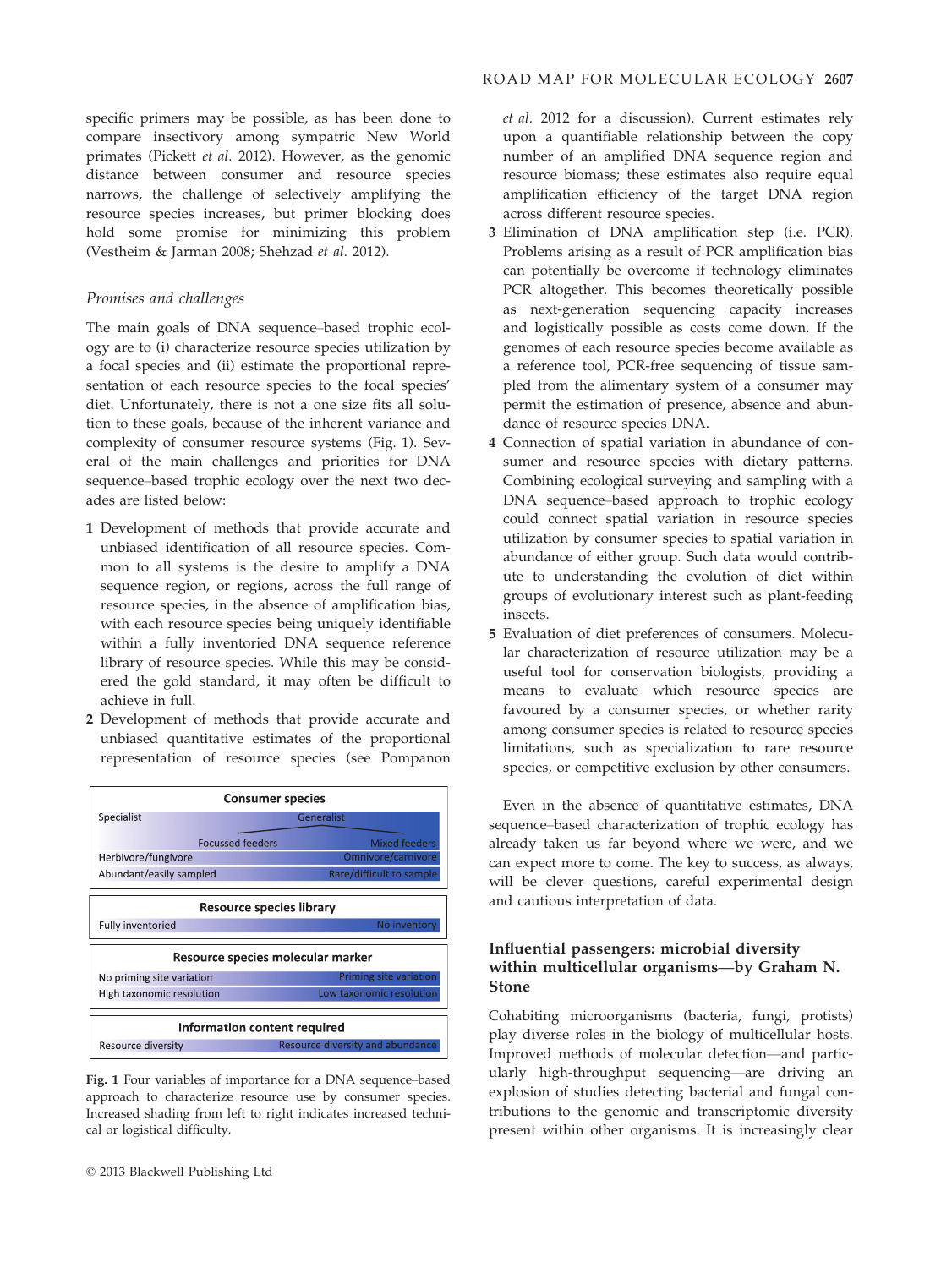specific primers may be possible, as has been done to compare insectivory among sympatric New World primates (Pickett *et al.* 2012). However, as the genomic distance between consumer and resource species narrows, the challenge of selectively amplifying the resource species increases, but primer blocking does hold some promise for minimizing this problem (Vestheim & Jarman 2008; Shehzad *et al.* 2012).

### *Promises and challenges*

The main goals of DNA sequence–based trophic ecology are to (i) characterize resource species utilization by a focal species and (ii) estimate the proportional representation of each resource species to the focal species' diet. Unfortunately, there is not a one size fits all solution to these goals, because of the inherent variance and complexity of consumer resource systems (Fig. 1). Several of the main challenges and priorities for DNA sequence–based trophic ecology over the next two decades are listed below:

1. Development of methods that provide accurate and unbiased identification of all resource species. Common to all systems is the desire to amplify a DNA sequence region, or regions, across the full range of resource species, in the absence of amplification bias, with each resource species being uniquely identifiable within a fully inventoried DNA sequence reference library of resource species. While this may be considered the gold standard, it may often be difficult to achieve in full.
2. Development of methods that provide accurate and unbiased quantitative estimates of the proportional representation of resource species (see Pompanon *et al.* 2012 for a discussion). Current estimates rely upon a quantifiable relationship between the copy number of an amplified DNA sequence region and resource biomass; these estimates also require equal amplification efficiency of the target DNA region across different resource species.
3. Elimination of DNA amplification step (i.e. PCR). Problems arising as a result of PCR amplification bias can potentially be overcome if technology eliminates PCR altogether. This becomes theoretically possible as next-generation sequencing capacity increases and logistically possible as costs come down. If the genomes of each resource species become available as a reference tool, PCR-free sequencing of tissue sampled from the alimentary system of a consumer may permit the estimation of presence, absence and abundance of resource species DNA.
4. Connection of spatial variation in abundance of consumer and resource species with dietary patterns. Combining ecological surveying and sampling with a DNA sequence–based approach to trophic ecology could connect spatial variation in resource species utilization by consumer species to spatial variation in abundance of either group. Such data would contribute to understanding the evolution of diet within groups of evolutionary interest such as plant-feeding insects.
5. Evaluation of diet preferences of consumers. Molecular characterization of resource utilization may be a useful tool for conservation biologists, providing a means to evaluate which resource species are favoured by a consumer species, or whether rarity among consumer species is related to resource species limitations, such as specialization to rare resource species, or competitive exclusion by other consumers.

Consumer species
Specialist
Generalist
Focussed feeders
Mixed feeders
Herbivore/fungivore
Omnivore/carnivore
Abundant/easily sampled
Rare/difficult to sample

Resource species library
Fully inventoried
No inventory

Resource species molecular marker
No priming site variation
Priming site variation
High taxonomic resolution
Low taxonomic resolution

Information content required
Resource diversity
Resource diversity and abundance

**Fig. 1** Four variables of importance for a DNA sequence–based approach to characterize resource use by consumer species. Increased shading from left to right indicates increased technical or logistical difficulty.

Even in the absence of quantitative estimates, DNA sequence–based characterization of trophic ecology has already taken us far beyond where we were, and we can expect more to come. The key to success, as always, will be clever questions, careful experimental design and cautious interpretation of data.

## Influential passengers: microbial diversity within multicellular organisms—by Graham N. Stone

Cohabiting microorganisms (bacteria, fungi, protists) play diverse roles in the biology of multicellular hosts. Improved methods of molecular detection—and particularly high-throughput sequencing—are driving an explosion of studies detecting bacterial and fungal contributions to the genomic and transcriptomic diversity present within other organisms. It is increasingly clear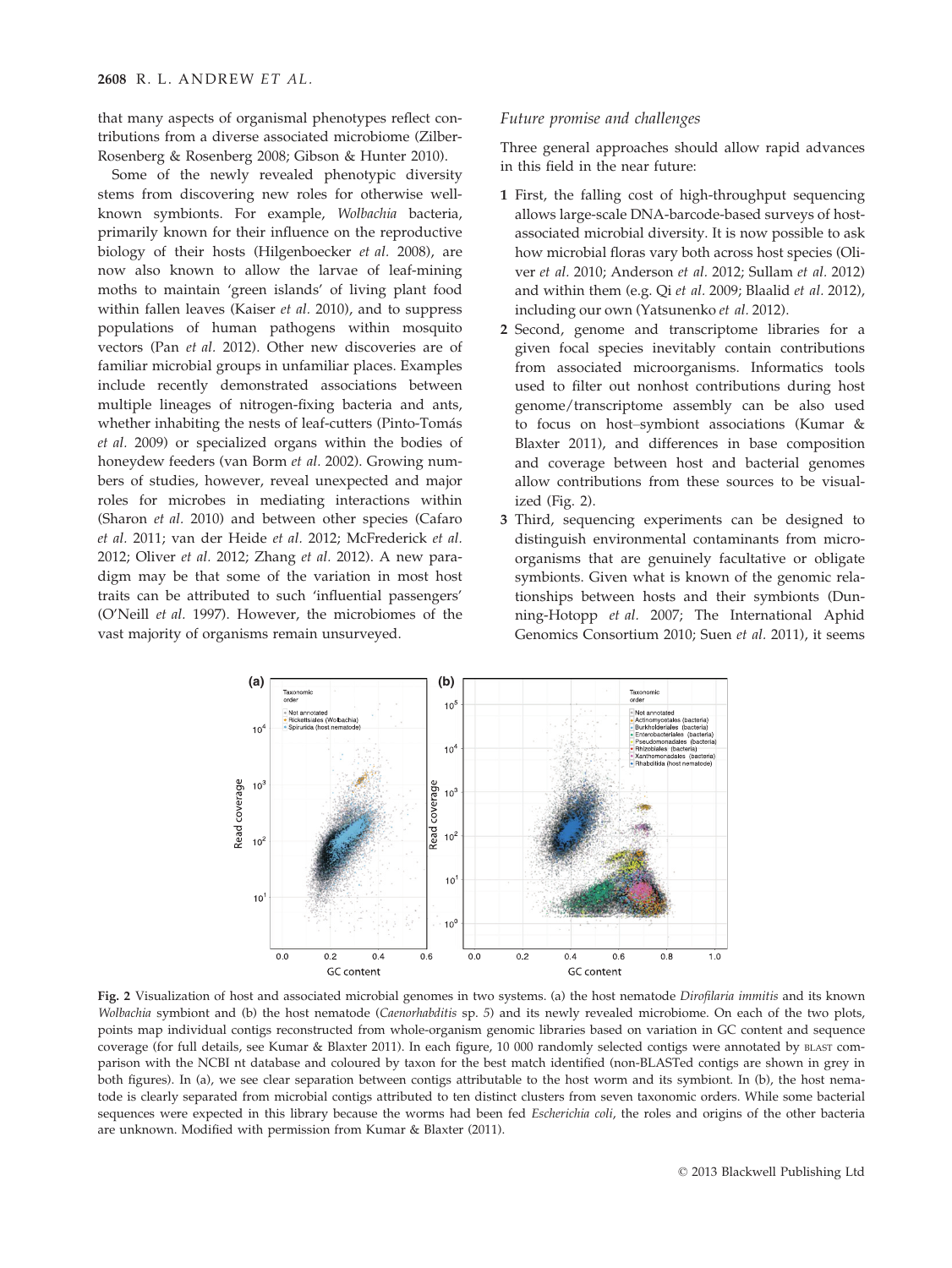that many aspects of organismal phenotypes reflect contributions from a diverse associated microbiome (Zilber-Rosenberg & Rosenberg 2008; Gibson & Hunter 2010).

Some of the newly revealed phenotypic diversity stems from discovering new roles for otherwise well-known symbionts. For example, *Wolbachia* bacteria, primarily known for their influence on the reproductive biology of their hosts (Hilgenboecker *et al.* 2008), are now also known to allow the larvae of leaf-mining moths to maintain 'green islands' of living plant food within fallen leaves (Kaiser *et al.* 2010), and to suppress populations of human pathogens within mosquito vectors (Pan *et al.* 2012). Other new discoveries are of familiar microbial groups in unfamiliar places. Examples include recently demonstrated associations between multiple lineages of nitrogen-fixing bacteria and ants, whether inhabiting the nests of leaf-cutters (Pinto-Tomás *et al.* 2009) or specialized organs within the bodies of honeydew feeders (van Borm *et al.* 2002). Growing numbers of studies, however, reveal unexpected and major roles for microbes in mediating interactions within (Sharon *et al.* 2010) and between other species (Cafaro *et al.* 2011; van der Heide *et al.* 2012; McFrederick *et al.* 2012; Oliver *et al.* 2012; Zhang *et al.* 2012). A new paradigm may be that some of the variation in most host traits can be attributed to such 'influential passengers' (O'Neill *et al.* 1997). However, the microbiomes of the vast majority of organisms remain unsurveyed.

### Future promise and challenges

Three general approaches should allow rapid advances in this field in the near future:

1. First, the falling cost of high-throughput sequencing allows large-scale DNA-barcode-based surveys of host-associated microbial diversity. It is now possible to ask how microbial floras vary both across host species (Oliver *et al.* 2010; Anderson *et al.* 2012; Sullam *et al.* 2012) and within them (e.g. Qi *et al.* 2009; Blaalid *et al.* 2012), including our own (Yatsunenko *et al.* 2012).
2. Second, genome and transcriptome libraries for a given focal species inevitably contain contributions from associated microorganisms. Informatics tools used to filter out nonhost contributions during host genome/transcriptome assembly can be also used to focus on host–symbiont associations (Kumar & Blaxter 2011), and differences in base composition and coverage between host and bacterial genomes allow contributions from these sources to be visualized (Fig. 2).
3. Third, sequencing experiments can be designed to distinguish environmental contaminants from microorganisms that are genuinely facultative or obligate symbionts. Given what is known of the genomic relationships between hosts and their symbionts (Dunning-Hotopp *et al.* 2007; The International Aphid Genomics Consortium 2010; Suen *et al.* 2011), it seems

**Fig. 2** Visualization of host and associated microbial genomes in two systems. (a) the host nematode *Dirofilaria immitis* and its known *Wolbachia* symbiont and (b) the host nematode (*Caenorhabditis* sp. *5*) and its newly revealed microbiome. On each of the two plots, points map individual contigs reconstructed from whole-organism genomic libraries based on variation in GC content and sequence coverage (for full details, see Kumar & Blaxter 2011). In each figure, 10 000 randomly selected contigs were annotated by BLAST comparison with the NCBI nt database and coloured by taxon for the best match identified (non-BLASTed contigs are shown in grey in both figures). In (a), we see clear separation between contigs attributable to the host worm and its symbiont. In (b), the host nematode is clearly separated from microbial contigs attributed to ten distinct clusters from seven taxonomic orders. While some bacterial sequences were expected in this library because the worms had been fed *Escherichia coli*, the roles and origins of the other bacteria are unknown. Modified with permission from Kumar & Blaxter (2011).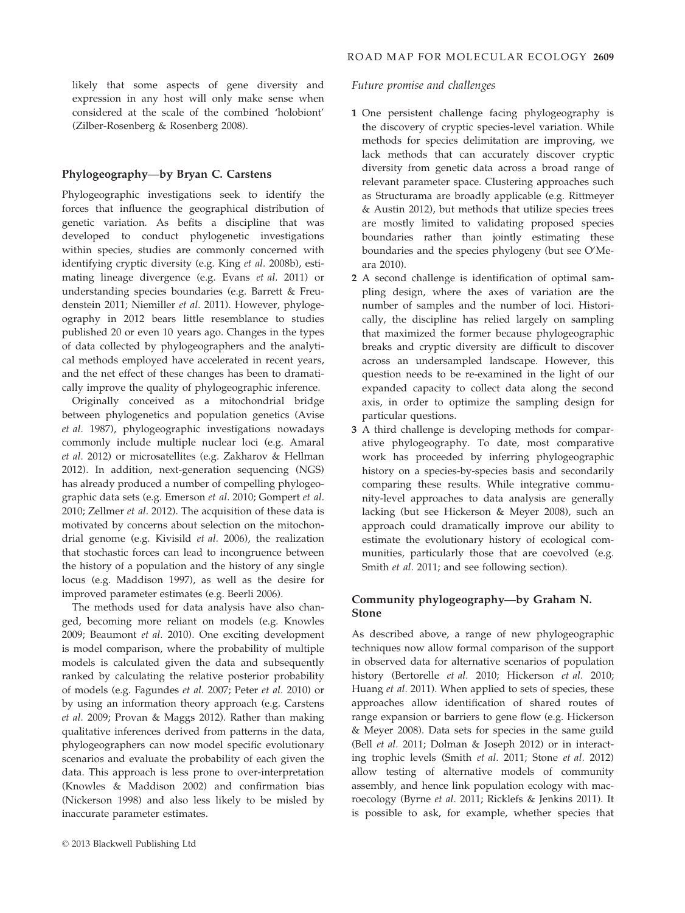likely that some aspects of gene diversity and expression in any host will only make sense when considered at the scale of the combined 'holobiont' (Zilber-Rosenberg & Rosenberg 2008).

### Phylogeography—by Bryan C. Carstens

Phylogeographic investigations seek to identify the forces that influence the geographical distribution of genetic variation. As befits a discipline that was developed to conduct phylogenetic investigations within species, studies are commonly concerned with identifying cryptic diversity (e.g. King *et al.* 2008b), estimating lineage divergence (e.g. Evans *et al.* 2011) or understanding species boundaries (e.g. Barrett & Freudenstein 2011; Niemiller *et al.* 2011). However, phylogeography in 2012 bears little resemblance to studies published 20 or even 10 years ago. Changes in the types of data collected by phylogeographers and the analytical methods employed have accelerated in recent years, and the net effect of these changes has been to dramatically improve the quality of phylogeographic inference.

Originally conceived as a mitochondrial bridge between phylogenetics and population genetics (Avise *et al.* 1987), phylogeographic investigations nowadays commonly include multiple nuclear loci (e.g. Amaral *et al.* 2012) or microsatellites (e.g. Zakharov & Hellman 2012). In addition, next-generation sequencing (NGS) has already produced a number of compelling phylogeographic data sets (e.g. Emerson *et al.* 2010; Gompert *et al.* 2010; Zellmer *et al.* 2012). The acquisition of these data is motivated by concerns about selection on the mitochondrial genome (e.g. Kivisild *et al.* 2006), the realization that stochastic forces can lead to incongruence between the history of a population and the history of any single locus (e.g. Maddison 1997), as well as the desire for improved parameter estimates (e.g. Beerli 2006).

The methods used for data analysis have also changed, becoming more reliant on models (e.g. Knowles 2009; Beaumont *et al.* 2010). One exciting development is model comparison, where the probability of multiple models is calculated given the data and subsequently ranked by calculating the relative posterior probability of models (e.g. Fagundes *et al.* 2007; Peter *et al.* 2010) or by using an information theory approach (e.g. Carstens *et al.* 2009; Provan & Maggs 2012). Rather than making qualitative inferences derived from patterns in the data, phylogeographers can now model specific evolutionary scenarios and evaluate the probability of each given the data. This approach is less prone to over-interpretation (Knowles & Maddison 2002) and confirmation bias (Nickerson 1998) and also less likely to be misled by inaccurate parameter estimates.

*Future promise and challenges*

1. One persistent challenge facing phylogeography is the discovery of cryptic species-level variation. While methods for species delimitation are improving, we lack methods that can accurately discover cryptic diversity from genetic data across a broad range of relevant parameter space. Clustering approaches such as Structurama are broadly applicable (e.g. Rittmeyer & Austin 2012), but methods that utilize species trees are mostly limited to validating proposed species boundaries rather than jointly estimating these boundaries and the species phylogeny (but see O'Meara 2010).
2. A second challenge is identification of optimal sampling design, where the axes of variation are the number of samples and the number of loci. Historically, the discipline has relied largely on sampling that maximized the former because phylogeographic breaks and cryptic diversity are difficult to discover across an undersampled landscape. However, this question needs to be re-examined in the light of our expanded capacity to collect data along the second axis, in order to optimize the sampling design for particular questions.
3. A third challenge is developing methods for comparative phylogeography. To date, most comparative work has proceeded by inferring phylogeographic history on a species-by-species basis and secondarily comparing these results. While integrative community-level approaches to data analysis are generally lacking (but see Hickerson & Meyer 2008), such an approach could dramatically improve our ability to estimate the evolutionary history of ecological communities, particularly those that are coevolved (e.g. Smith *et al.* 2011; and see following section).

### Community phylogeography—by Graham N. Stone

As described above, a range of new phylogeographic techniques now allow formal comparison of the support in observed data for alternative scenarios of population history (Bertorelle *et al.* 2010; Hickerson *et al.* 2010; Huang *et al.* 2011). When applied to sets of species, these approaches allow identification of shared routes of range expansion or barriers to gene flow (e.g. Hickerson & Meyer 2008). Data sets for species in the same guild (Bell *et al.* 2011; Dolman & Joseph 2012) or in interacting trophic levels (Smith *et al.* 2011; Stone *et al.* 2012) allow testing of alternative models of community assembly, and hence link population ecology with macroecology (Byrne *et al.* 2011; Ricklefs & Jenkins 2011). It is possible to ask, for example, whether species that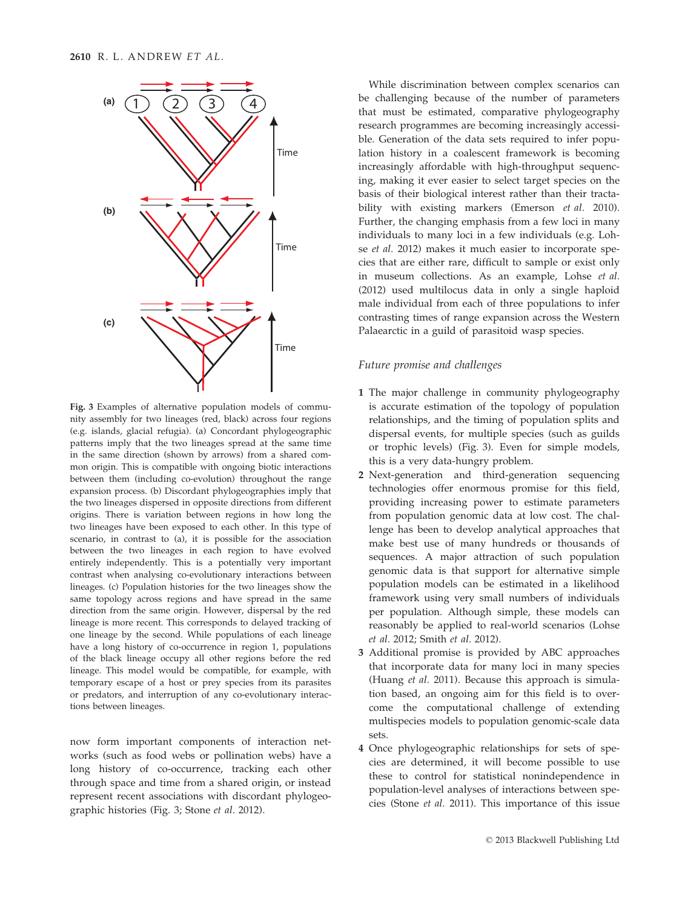(a)

1 2 3 4

Time

(b)

Time

(c)

Time

**Fig. 3** Examples of alternative population models of community assembly for two lineages (red, black) across four regions (e.g. islands, glacial refugia). (a) Concordant phylogeographic patterns imply that the two lineages spread at the same time in the same direction (shown by arrows) from a shared common origin. This is compatible with ongoing biotic interactions between them (including co-evolution) throughout the range expansion process. (b) Discordant phylogeographies imply that the two lineages dispersed in opposite directions from different origins. There is variation between regions in how long the two lineages have been exposed to each other. In this type of scenario, in contrast to (a), it is possible for the association between the two lineages in each region to have evolved entirely independently. This is a potentially very important contrast when analysing co-evolutionary interactions between lineages. (c) Population histories for the two lineages show the same topology across regions and have spread in the same direction from the same origin. However, dispersal by the red lineage is more recent. This corresponds to delayed tracking of one lineage by the second. While populations of each lineage have a long history of co-occurrence in region 1, populations of the black lineage occupy all other regions before the red lineage. This model would be compatible, for example, with temporary escape of a host or prey species from its parasites or predators, and interruption of any co-evolutionary interactions between lineages.

now form important components of interaction networks (such as food webs or pollination webs) have a long history of co-occurrence, tracking each other through space and time from a shared origin, or instead represent recent associations with discordant phylogeographic histories (Fig. 3; Stone *et al.* 2012).

While discrimination between complex scenarios can be challenging because of the number of parameters that must be estimated, comparative phylogeography research programmes are becoming increasingly accessible. Generation of the data sets required to infer population history in a coalescent framework is becoming increasingly affordable with high-throughput sequencing, making it ever easier to select target species on the basis of their biological interest rather than their tractability with existing markers (Emerson *et al.* 2010). Further, the changing emphasis from a few loci in many individuals to many loci in a few individuals (e.g. Lohse *et al.* 2012) makes it much easier to incorporate species that are either rare, difficult to sample or exist only in museum collections. As an example, Lohse *et al.* (2012) used multilocus data in only a single haploid male individual from each of three populations to infer contrasting times of range expansion across the Western Palaearctic in a guild of parasitoid wasp species.

### *Future promise and challenges*

1. The major challenge in community phylogeography is accurate estimation of the topology of population relationships, and the timing of population splits and dispersal events, for multiple species (such as guilds or trophic levels) (Fig. 3). Even for simple models, this is a very data-hungry problem.
2. Next-generation and third-generation sequencing technologies offer enormous promise for this field, providing increasing power to estimate parameters from population genomic data at low cost. The challenge has been to develop analytical approaches that make best use of many hundreds or thousands of sequences. A major attraction of such population genomic data is that support for alternative simple population models can be estimated in a likelihood framework using very small numbers of individuals per population. Although simple, these models can reasonably be applied to real-world scenarios (Lohse *et al.* 2012; Smith *et al.* 2012).
3. Additional promise is provided by ABC approaches that incorporate data for many loci in many species (Huang *et al.* 2011). Because this approach is simulation based, an ongoing aim for this field is to overcome the computational challenge of extending multispecies models to population genomic-scale data sets.
4. Once phylogeographic relationships for sets of species are determined, it will become possible to use these to control for statistical nonindependence in population-level analyses of interactions between species (Stone *et al.* 2011). This importance of this issue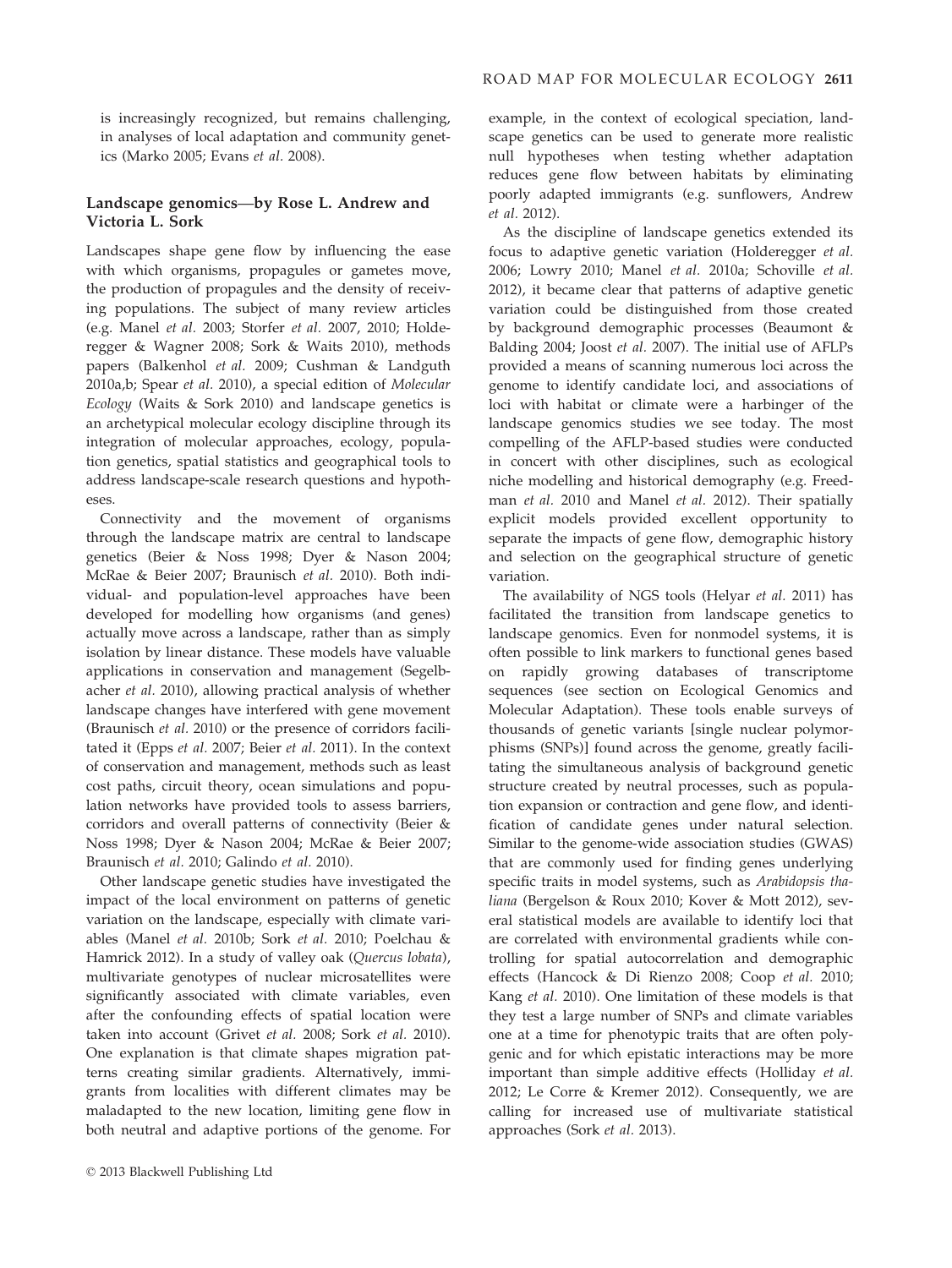is increasingly recognized, but remains challenging, in analyses of local adaptation and community genetics (Marko 2005; Evans *et al.* 2008).

### Landscape genomics—by Rose L. Andrew and Victoria L. Sork

Landscapes shape gene flow by influencing the ease with which organisms, propagules or gametes move, the production of propagules and the density of receiving populations. The subject of many review articles (e.g. Manel *et al.* 2003; Storfer *et al.* 2007, 2010; Holderegger & Wagner 2008; Sork & Waits 2010), methods papers (Balkenhol *et al.* 2009; Cushman & Landguth 2010a,b; Spear *et al.* 2010), a special edition of *Molecular Ecology* (Waits & Sork 2010) and landscape genetics is an archetypical molecular ecology discipline through its integration of molecular approaches, ecology, population genetics, spatial statistics and geographical tools to address landscape-scale research questions and hypotheses.

Connectivity and the movement of organisms through the landscape matrix are central to landscape genetics (Beier & Noss 1998; Dyer & Nason 2004; McRae & Beier 2007; Braunisch *et al.* 2010). Both individual- and population-level approaches have been developed for modelling how organisms (and genes) actually move across a landscape, rather than as simply isolation by linear distance. These models have valuable applications in conservation and management (Segelbacher *et al.* 2010), allowing practical analysis of whether landscape changes have interfered with gene movement (Braunisch *et al.* 2010) or the presence of corridors facilitated it (Epps *et al.* 2007; Beier *et al.* 2011). In the context of conservation and management, methods such as least cost paths, circuit theory, ocean simulations and population networks have provided tools to assess barriers, corridors and overall patterns of connectivity (Beier & Noss 1998; Dyer & Nason 2004; McRae & Beier 2007; Braunisch *et al.* 2010; Galindo *et al.* 2010).

Other landscape genetic studies have investigated the impact of the local environment on patterns of genetic variation on the landscape, especially with climate variables (Manel *et al.* 2010b; Sork *et al.* 2010; Poelchau & Hamrick 2012). In a study of valley oak (*Quercus lobata*), multivariate genotypes of nuclear microsatellites were significantly associated with climate variables, even after the confounding effects of spatial location were taken into account (Grivet *et al.* 2008; Sork *et al.* 2010). One explanation is that climate shapes migration patterns creating similar gradients. Alternatively, immigrants from localities with different climates may be maladapted to the new location, limiting gene flow in both neutral and adaptive portions of the genome. For example, in the context of ecological speciation, landscape genetics can be used to generate more realistic null hypotheses when testing whether adaptation reduces gene flow between habitats by eliminating poorly adapted immigrants (e.g. sunflowers, Andrew *et al.* 2012).

As the discipline of landscape genetics extended its focus to adaptive genetic variation (Holderegger *et al.* 2006; Lowry 2010; Manel *et al.* 2010a; Schoville *et al.* 2012), it became clear that patterns of adaptive genetic variation could be distinguished from those created by background demographic processes (Beaumont & Balding 2004; Joost *et al.* 2007). The initial use of AFLPs provided a means of scanning numerous loci across the genome to identify candidate loci, and associations of loci with habitat or climate were a harbinger of the landscape genomics studies we see today. The most compelling of the AFLP-based studies were conducted in concert with other disciplines, such as ecological niche modelling and historical demography (e.g. Freedman *et al.* 2010 and Manel *et al.* 2012). Their spatially explicit models provided excellent opportunity to separate the impacts of gene flow, demographic history and selection on the geographical structure of genetic variation.

The availability of NGS tools (Helyar *et al.* 2011) has facilitated the transition from landscape genetics to landscape genomics. Even for nonmodel systems, it is often possible to link markers to functional genes based on rapidly growing databases of transcriptome sequences (see section on Ecological Genomics and Molecular Adaptation). These tools enable surveys of thousands of genetic variants [single nuclear polymorphisms (SNPs)] found across the genome, greatly facilitating the simultaneous analysis of background genetic structure created by neutral processes, such as population expansion or contraction and gene flow, and identification of candidate genes under natural selection. Similar to the genome-wide association studies (GWAS) that are commonly used for finding genes underlying specific traits in model systems, such as *Arabidopsis thaliana* (Bergelson & Roux 2010; Kover & Mott 2012), several statistical models are available to identify loci that are correlated with environmental gradients while controlling for spatial autocorrelation and demographic effects (Hancock & Di Rienzo 2008; Coop *et al.* 2010; Kang *et al.* 2010). One limitation of these models is that they test a large number of SNPs and climate variables one at a time for phenotypic traits that are often polygenic and for which epistatic interactions may be more important than simple additive effects (Holliday *et al.* 2012; Le Corre & Kremer 2012). Consequently, we are calling for increased use of multivariate statistical approaches (Sork *et al.* 2013).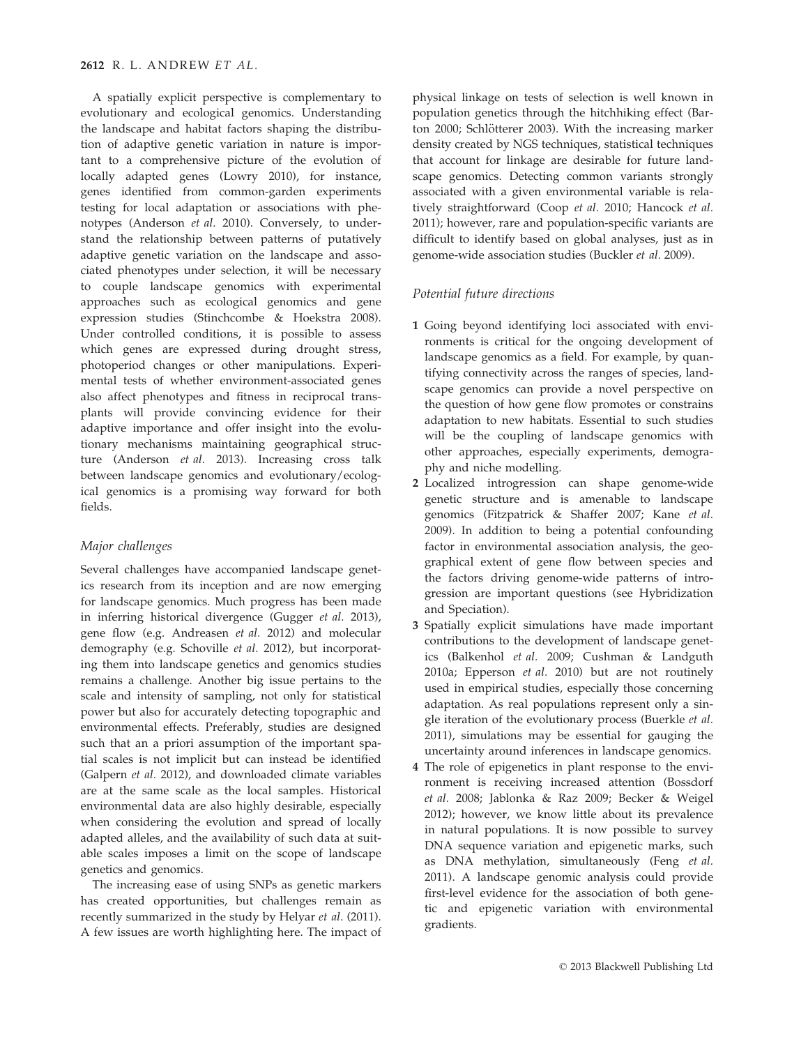A spatially explicit perspective is complementary to evolutionary and ecological genomics. Understanding the landscape and habitat factors shaping the distribution of adaptive genetic variation in nature is important to a comprehensive picture of the evolution of locally adapted genes (Lowry 2010), for instance, genes identified from common-garden experiments testing for local adaptation or associations with phenotypes (Anderson *et al.* 2010). Conversely, to understand the relationship between patterns of putatively adaptive genetic variation on the landscape and associated phenotypes under selection, it will be necessary to couple landscape genomics with experimental approaches such as ecological genomics and gene expression studies (Stinchcombe & Hoekstra 2008). Under controlled conditions, it is possible to assess which genes are expressed during drought stress, photoperiod changes or other manipulations. Experimental tests of whether environment-associated genes also affect phenotypes and fitness in reciprocal transplants will provide convincing evidence for their adaptive importance and offer insight into the evolutionary mechanisms maintaining geographical structure (Anderson *et al.* 2013). Increasing cross talk between landscape genomics and evolutionary/ecological genomics is a promising way forward for both fields.

### *Major challenges*

Several challenges have accompanied landscape genetics research from its inception and are now emerging for landscape genomics. Much progress has been made in inferring historical divergence (Gugger *et al.* 2013), gene flow (e.g. Andreasen *et al.* 2012) and molecular demography (e.g. Schoville *et al.* 2012), but incorporating them into landscape genetics and genomics studies remains a challenge. Another big issue pertains to the scale and intensity of sampling, not only for statistical power but also for accurately detecting topographic and environmental effects. Preferably, studies are designed such that an a priori assumption of the important spatial scales is not implicit but can instead be identified (Galpern *et al.* 2012), and downloaded climate variables are at the same scale as the local samples. Historical environmental data are also highly desirable, especially when considering the evolution and spread of locally adapted alleles, and the availability of such data at suitable scales imposes a limit on the scope of landscape genetics and genomics.

The increasing ease of using SNPs as genetic markers has created opportunities, but challenges remain as recently summarized in the study by Helyar *et al.* (2011). A few issues are worth highlighting here. The impact of physical linkage on tests of selection is well known in population genetics through the hitchhiking effect (Barton 2000; Schlötterer 2003). With the increasing marker density created by NGS techniques, statistical techniques that account for linkage are desirable for future landscape genomics. Detecting common variants strongly associated with a given environmental variable is relatively straightforward (Coop *et al.* 2010; Hancock *et al.* 2011); however, rare and population-specific variants are difficult to identify based on global analyses, just as in genome-wide association studies (Buckler *et al.* 2009).

### *Potential future directions*

1. Going beyond identifying loci associated with environments is critical for the ongoing development of landscape genomics as a field. For example, by quantifying connectivity across the ranges of species, landscape genomics can provide a novel perspective on the question of how gene flow promotes or constrains adaptation to new habitats. Essential to such studies will be the coupling of landscape genomics with other approaches, especially experiments, demography and niche modelling.
2. Localized introgression can shape genome-wide genetic structure and is amenable to landscape genomics (Fitzpatrick & Shaffer 2007; Kane *et al.* 2009). In addition to being a potential confounding factor in environmental association analysis, the geographical extent of gene flow between species and the factors driving genome-wide patterns of introgression are important questions (see Hybridization and Speciation).
3. Spatially explicit simulations have made important contributions to the development of landscape genetics (Balkenhol *et al.* 2009; Cushman & Landguth 2010a; Epperson *et al.* 2010) but are not routinely used in empirical studies, especially those concerning adaptation. As real populations represent only a single iteration of the evolutionary process (Buerkle *et al.* 2011), simulations may be essential for gauging the uncertainty around inferences in landscape genomics.
4. The role of epigenetics in plant response to the environment is receiving increased attention (Bossdorf *et al.* 2008; Jablonka & Raz 2009; Becker & Weigel 2012); however, we know little about its prevalence in natural populations. It is now possible to survey DNA sequence variation and epigenetic marks, such as DNA methylation, simultaneously (Feng *et al.* 2011). A landscape genomic analysis could provide first-level evidence for the association of both genetic and epigenetic variation with environmental gradients.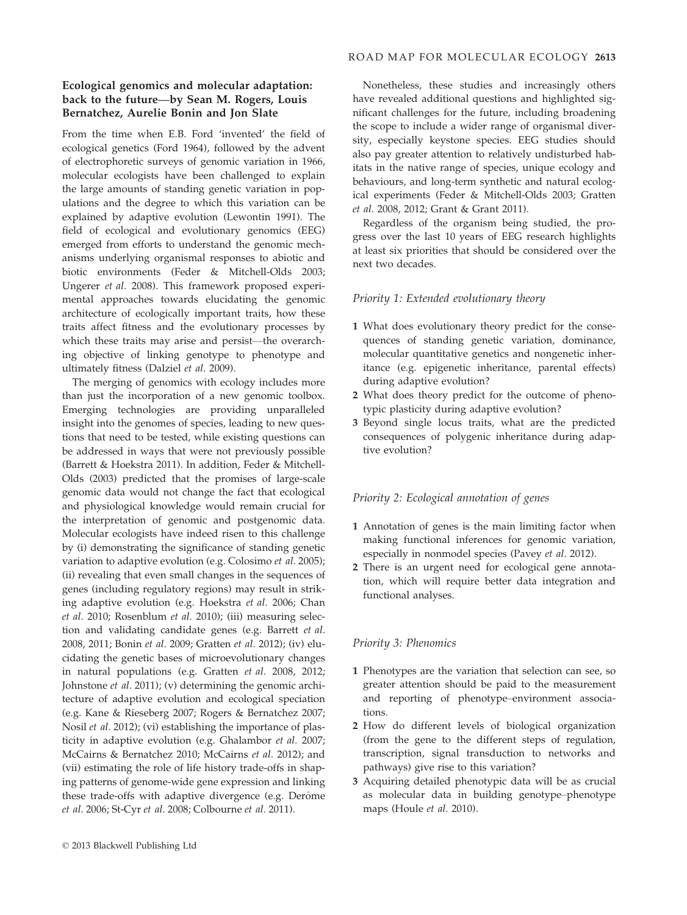### Ecological genomics and molecular adaptation: back to the future—by Sean M. Rogers, Louis Bernatchez, Aurelie Bonin and Jon Slate

From the time when E.B. Ford 'invented' the field of ecological genetics (Ford 1964), followed by the advent of electrophoretic surveys of genomic variation in 1966, molecular ecologists have been challenged to explain the large amounts of standing genetic variation in populations and the degree to which this variation can be explained by adaptive evolution (Lewontin 1991). The field of ecological and evolutionary genomics (EEG) emerged from efforts to understand the genomic mechanisms underlying organismal responses to abiotic and biotic environments (Feder & Mitchell-Olds 2003; Ungerer *et al.* 2008). This framework proposed experimental approaches towards elucidating the genomic architecture of ecologically important traits, how these traits affect fitness and the evolutionary processes by which these traits may arise and persist—the overarching objective of linking genotype to phenotype and ultimately fitness (Dalziel *et al.* 2009).

The merging of genomics with ecology includes more than just the incorporation of a new genomic toolbox. Emerging technologies are providing unparalleled insight into the genomes of species, leading to new questions that need to be tested, while existing questions can be addressed in ways that were not previously possible (Barrett & Hoekstra 2011). In addition, Feder & Mitchell-Olds (2003) predicted that the promises of large-scale genomic data would not change the fact that ecological and physiological knowledge would remain crucial for the interpretation of genomic and postgenomic data. Molecular ecologists have indeed risen to this challenge by (i) demonstrating the significance of standing genetic variation to adaptive evolution (e.g. Colosimo *et al.* 2005); (ii) revealing that even small changes in the sequences of genes (including regulatory regions) may result in striking adaptive evolution (e.g. Hoekstra *et al.* 2006; Chan *et al.* 2010; Rosenblum *et al.* 2010); (iii) measuring selection and validating candidate genes (e.g. Barrett *et al.* 2008, 2011; Bonin *et al.* 2009; Gratten *et al.* 2012); (iv) elucidating the genetic bases of microevolutionary changes in natural populations (e.g. Gratten *et al.* 2008, 2012; Johnstone *et al.* 2011); (v) determining the genomic architecture of adaptive evolution and ecological speciation (e.g. Kane & Rieseberg 2007; Rogers & Bernatchez 2007; Nosil *et al.* 2012); (vi) establishing the importance of plasticity in adaptive evolution (e.g. Ghalambor *et al.* 2007; McCairns & Bernatchez 2010; McCairns *et al.* 2012); and (vii) estimating the role of life history trade-offs in shaping patterns of genome-wide gene expression and linking these trade-offs with adaptive divergence (e.g. Derôme *et al.* 2006; St-Cyr *et al.* 2008; Colbourne *et al.* 2011).

Nonetheless, these studies and increasingly others have revealed additional questions and highlighted significant challenges for the future, including broadening the scope to include a wider range of organismal diversity, especially keystone species. EEG studies should also pay greater attention to relatively undisturbed habitats in the native range of species, unique ecology and behaviours, and long-term synthetic and natural ecological experiments (Feder & Mitchell-Olds 2003; Gratten *et al.* 2008, 2012; Grant & Grant 2011).

Regardless of the organism being studied, the progress over the last 10 years of EEG research highlights at least six priorities that should be considered over the next two decades.

#### *Priority 1: Extended evolutionary theory*

1. What does evolutionary theory predict for the consequences of standing genetic variation, dominance, molecular quantitative genetics and nongenetic inheritance (e.g. epigenetic inheritance, parental effects) during adaptive evolution?
2. What does theory predict for the outcome of phenotypic plasticity during adaptive evolution?
3. Beyond single locus traits, what are the predicted consequences of polygenic inheritance during adaptive evolution?

#### *Priority 2: Ecological annotation of genes*

1. Annotation of genes is the main limiting factor when making functional inferences for genomic variation, especially in nonmodel species (Pavey *et al.* 2012).
2. There is an urgent need for ecological gene annotation, which will require better data integration and functional analyses.

#### *Priority 3: Phenomics*

1. Phenotypes are the variation that selection can see, so greater attention should be paid to the measurement and reporting of phenotype–environment associations.
2. How do different levels of biological organization (from the gene to the different steps of regulation, transcription, signal transduction to networks and pathways) give rise to this variation?
3. Acquiring detailed phenotypic data will be as crucial as molecular data in building genotype–phenotype maps (Houle *et al.* 2010).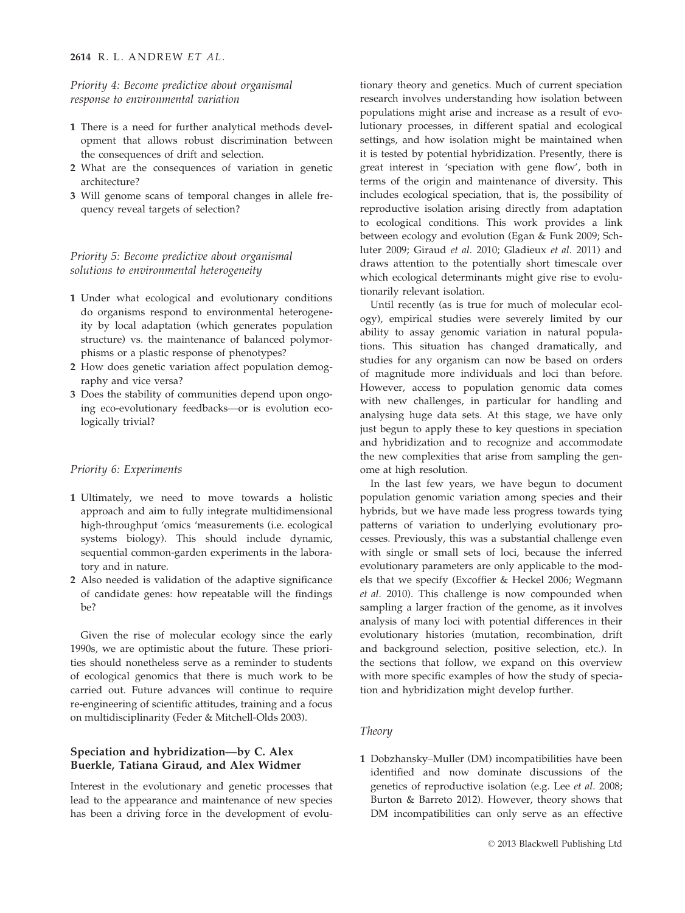*Priority 4: Become predictive about organismal response to environmental variation*

1. There is a need for further analytical methods development that allows robust discrimination between the consequences of drift and selection.
2. What are the consequences of variation in genetic architecture?
3. Will genome scans of temporal changes in allele frequency reveal targets of selection?

*Priority 5: Become predictive about organismal solutions to environmental heterogeneity*

1. Under what ecological and evolutionary conditions do organisms respond to environmental heterogeneity by local adaptation (which generates population structure) vs. the maintenance of balanced polymorphisms or a plastic response of phenotypes?
2. How does genetic variation affect population demography and vice versa?
3. Does the stability of communities depend upon ongoing eco-evolutionary feedbacks—or is evolution ecologically trivial?

*Priority 6: Experiments*

1. Ultimately, we need to move towards a holistic approach and aim to fully integrate multidimensional high-throughput 'omics 'measurements (i.e. ecological systems biology). This should include dynamic, sequential common-garden experiments in the laboratory and in nature.
2. Also needed is validation of the adaptive significance of candidate genes: how repeatable will the findings be?

Given the rise of molecular ecology since the early 1990s, we are optimistic about the future. These priorities should nonetheless serve as a reminder to students of ecological genomics that there is much work to be carried out. Future advances will continue to require re-engineering of scientific attitudes, training and a focus on multidisciplinarity (Feder & Mitchell-Olds 2003).

## Speciation and hybridization—by C. Alex Buerkle, Tatiana Giraud, and Alex Widmer

Interest in the evolutionary and genetic processes that lead to the appearance and maintenance of new species has been a driving force in the development of evolutionary theory and genetics. Much of current speciation research involves understanding how isolation between populations might arise and increase as a result of evolutionary processes, in different spatial and ecological settings, and how isolation might be maintained when it is tested by potential hybridization. Presently, there is great interest in 'speciation with gene flow', both in terms of the origin and maintenance of diversity. This includes ecological speciation, that is, the possibility of reproductive isolation arising directly from adaptation to ecological conditions. This work provides a link between ecology and evolution (Egan & Funk 2009; Schluter 2009; Giraud *et al.* 2010; Gladieux *et al.* 2011) and draws attention to the potentially short timescale over which ecological determinants might give rise to evolutionarily relevant isolation.

Until recently (as is true for much of molecular ecology), empirical studies were severely limited by our ability to assay genomic variation in natural populations. This situation has changed dramatically, and studies for any organism can now be based on orders of magnitude more individuals and loci than before. However, access to population genomic data comes with new challenges, in particular for handling and analysing huge data sets. At this stage, we have only just begun to apply these to key questions in speciation and hybridization and to recognize and accommodate the new complexities that arise from sampling the genome at high resolution.

In the last few years, we have begun to document population genomic variation among species and their hybrids, but we have made less progress towards tying patterns of variation to underlying evolutionary processes. Previously, this was a substantial challenge even with single or small sets of loci, because the inferred evolutionary parameters are only applicable to the models that we specify (Excoffier & Heckel 2006; Wegmann *et al.* 2010). This challenge is now compounded when sampling a larger fraction of the genome, as it involves analysis of many loci with potential differences in their evolutionary histories (mutation, recombination, drift and background selection, positive selection, etc.). In the sections that follow, we expand on this overview with more specific examples of how the study of speciation and hybridization might develop further.

*Theory*

1. Dobzhansky–Muller (DM) incompatibilities have been identified and now dominate discussions of the genetics of reproductive isolation (e.g. Lee *et al.* 2008; Burton & Barreto 2012). However, theory shows that DM incompatibilities can only serve as an effective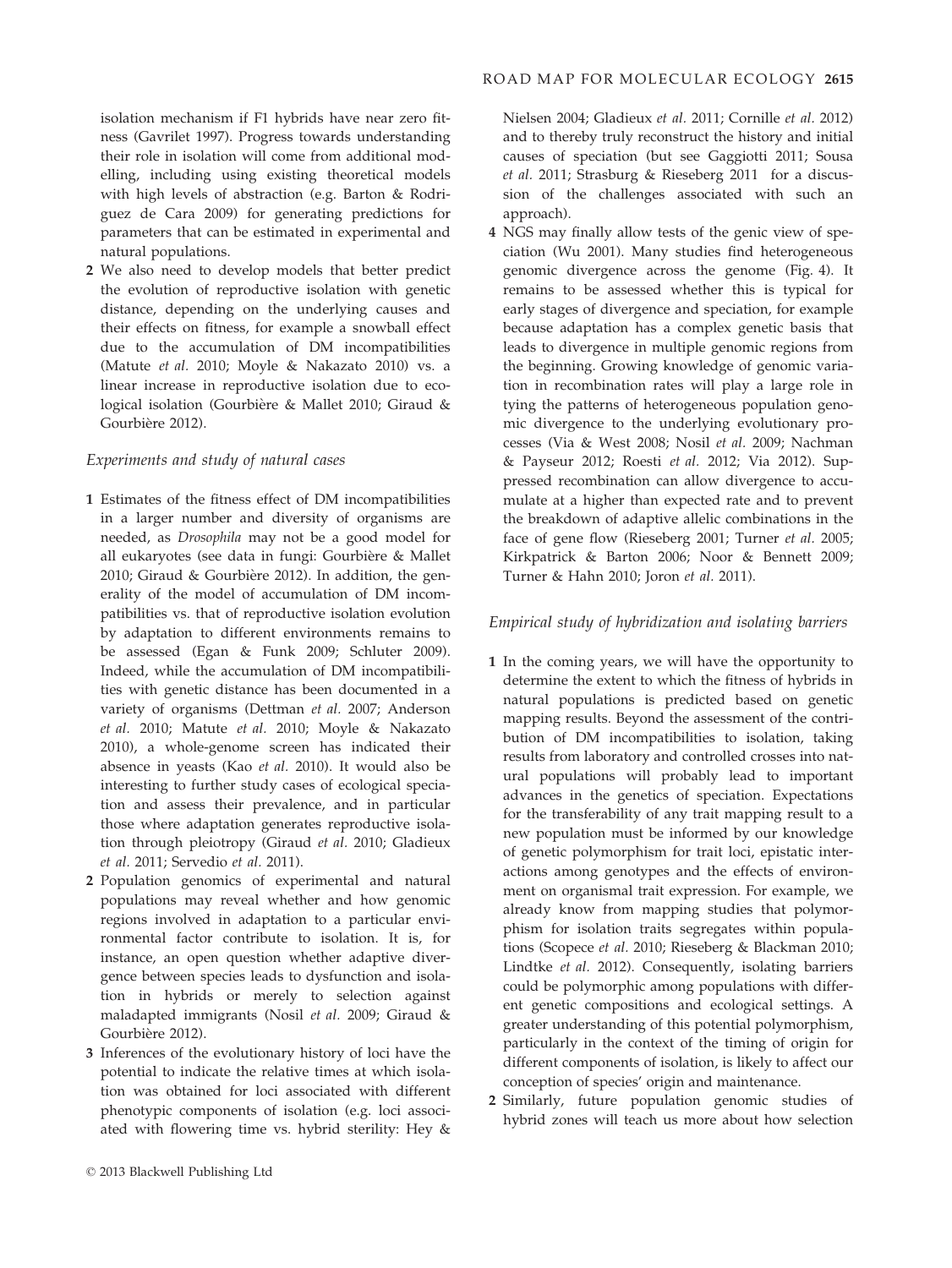isolation mechanism if F1 hybrids have near zero fitness (Gavrilet 1997). Progress towards understanding their role in isolation will come from additional modelling, including using existing theoretical models with high levels of abstraction (e.g. Barton & Rodriguez de Cara 2009) for generating predictions for parameters that can be estimated in experimental and natural populations.

2 We also need to develop models that better predict the evolution of reproductive isolation with genetic distance, depending on the underlying causes and their effects on fitness, for example a snowball effect due to the accumulation of DM incompatibilities (Matute *et al.* 2010; Moyle & Nakazato 2010) vs. a linear increase in reproductive isolation due to ecological isolation (Gourbière & Mallet 2010; Giraud & Gourbière 2012).

### *Experiments and study of natural cases*

1 Estimates of the fitness effect of DM incompatibilities in a larger number and diversity of organisms are needed, as *Drosophila* may not be a good model for all eukaryotes (see data in fungi: Gourbière & Mallet 2010; Giraud & Gourbière 2012). In addition, the generality of the model of accumulation of DM incompatibilities vs. that of reproductive isolation evolution by adaptation to different environments remains to be assessed (Egan & Funk 2009; Schluter 2009). Indeed, while the accumulation of DM incompatibilities with genetic distance has been documented in a variety of organisms (Dettman *et al.* 2007; Anderson *et al.* 2010; Matute *et al.* 2010; Moyle & Nakazato 2010), a whole-genome screen has indicated their absence in yeasts (Kao *et al.* 2010). It would also be interesting to further study cases of ecological speciation and assess their prevalence, and in particular those where adaptation generates reproductive isolation through pleiotropy (Giraud *et al.* 2010; Gladieux *et al.* 2011; Servedio *et al.* 2011).

2 Population genomics of experimental and natural populations may reveal whether and how genomic regions involved in adaptation to a particular environmental factor contribute to isolation. It is, for instance, an open question whether adaptive divergence between species leads to dysfunction and isolation in hybrids or merely to selection against maladapted immigrants (Nosil *et al.* 2009; Giraud & Gourbière 2012).

3 Inferences of the evolutionary history of loci have the potential to indicate the relative times at which isolation was obtained for loci associated with different phenotypic components of isolation (e.g. loci associated with flowering time vs. hybrid sterility: Hey & Nielsen 2004; Gladieux *et al.* 2011; Cornille *et al.* 2012) and to thereby truly reconstruct the history and initial causes of speciation (but see Gaggiotti 2011; Sousa *et al.* 2011; Strasburg & Rieseberg 2011 for a discussion of the challenges associated with such an approach).

4 NGS may finally allow tests of the genic view of speciation (Wu 2001). Many studies find heterogeneous genomic divergence across the genome (Fig. 4). It remains to be assessed whether this is typical for early stages of divergence and speciation, for example because adaptation has a complex genetic basis that leads to divergence in multiple genomic regions from the beginning. Growing knowledge of genomic variation in recombination rates will play a large role in tying the patterns of heterogeneous population genomic divergence to the underlying evolutionary processes (Via & West 2008; Nosil *et al.* 2009; Nachman & Payseur 2012; Roesti *et al.* 2012; Via 2012). Suppressed recombination can allow divergence to accumulate at a higher than expected rate and to prevent the breakdown of adaptive allelic combinations in the face of gene flow (Rieseberg 2001; Turner *et al.* 2005; Kirkpatrick & Barton 2006; Noor & Bennett 2009; Turner & Hahn 2010; Joron *et al.* 2011).

### *Empirical study of hybridization and isolating barriers*

1 In the coming years, we will have the opportunity to determine the extent to which the fitness of hybrids in natural populations is predicted based on genetic mapping results. Beyond the assessment of the contribution of DM incompatibilities to isolation, taking results from laboratory and controlled crosses into natural populations will probably lead to important advances in the genetics of speciation. Expectations for the transferability of any trait mapping result to a new population must be informed by our knowledge of genetic polymorphism for trait loci, epistatic interactions among genotypes and the effects of environment on organismal trait expression. For example, we already know from mapping studies that polymorphism for isolation traits segregates within populations (Scopece *et al.* 2010; Rieseberg & Blackman 2010; Lindtke *et al.* 2012). Consequently, isolating barriers could be polymorphic among populations with different genetic compositions and ecological settings. A greater understanding of this potential polymorphism, particularly in the context of the timing of origin for different components of isolation, is likely to affect our conception of species' origin and maintenance.

2 Similarly, future population genomic studies of hybrid zones will teach us more about how selection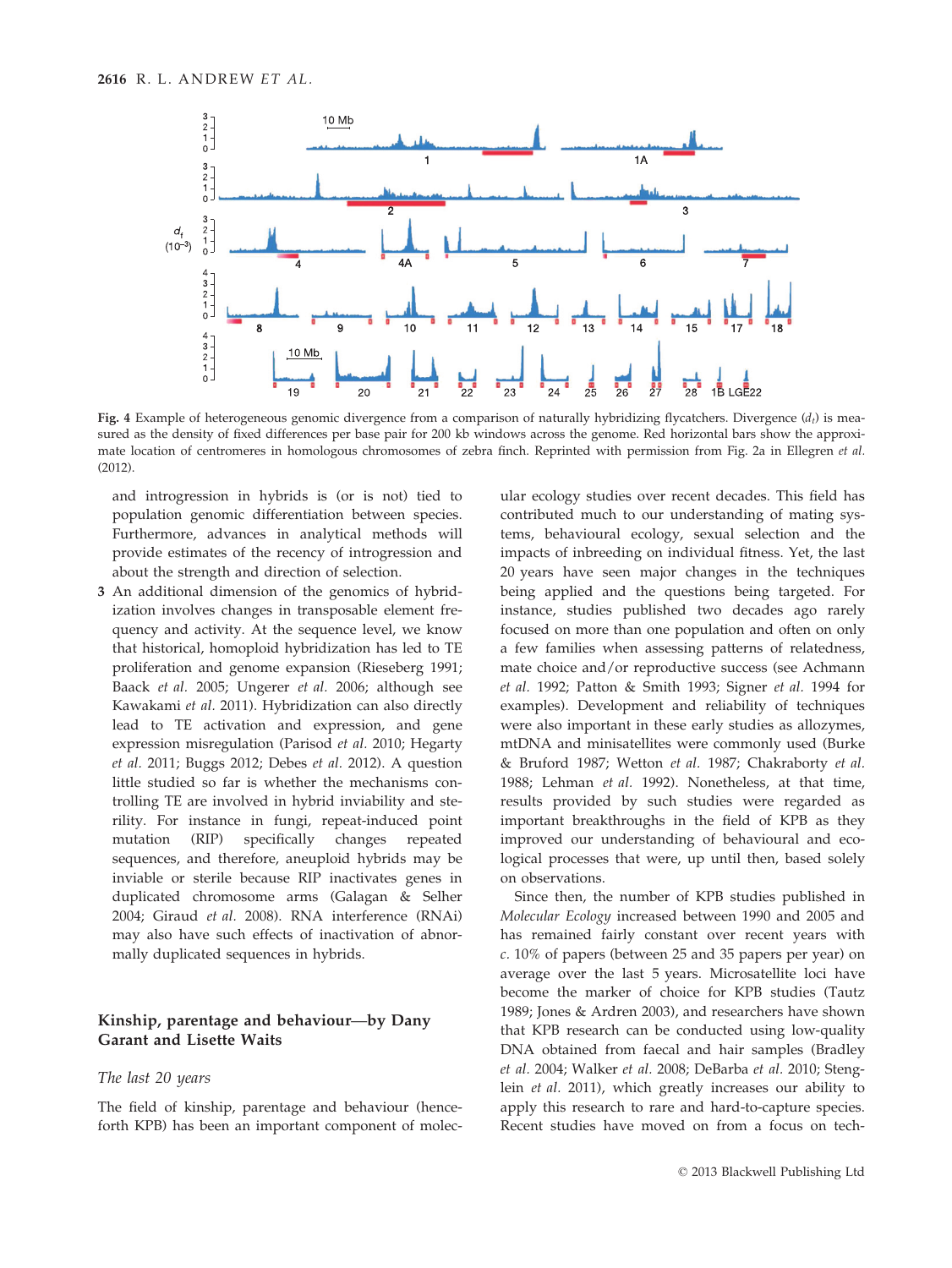Fig. 4 Example of heterogeneous genomic divergence from a comparison of naturally hybridizing flycatchers. Divergence ($d_f$) is measured as the density of fixed differences per base pair for 200 kb windows across the genome. Red horizontal bars show the approximate location of centromeres in homologous chromosomes of zebra finch. Reprinted with permission from Fig. 2a in Ellegren *et al.* (2012).

and introgression in hybrids is (or is not) tied to population genomic differentiation between species. Furthermore, advances in analytical methods will provide estimates of the recency of introgression and about the strength and direction of selection.

3. An additional dimension of the genomics of hybridization involves changes in transposable element frequency and activity. At the sequence level, we know that historical, homoploid hybridization has led to TE proliferation and genome expansion (Rieseberg 1991; Baack *et al.* 2005; Ungerer *et al.* 2006; although see Kawakami *et al.* 2011). Hybridization can also directly lead to TE activation and expression, and gene expression misregulation (Parisod *et al.* 2010; Hegarty *et al.* 2011; Buggs 2012; Debes *et al.* 2012). A question little studied so far is whether the mechanisms controlling TE are involved in hybrid inviability and sterility. For instance in fungi, repeat-induced point mutation (RIP) specifically changes repeated sequences, and therefore, aneuploid hybrids may be inviable or sterile because RIP inactivates genes in duplicated chromosome arms (Galagan & Selher 2004; Giraud *et al.* 2008). RNA interference (RNAi) may also have such effects of inactivation of abnormally duplicated sequences in hybrids.

## Kinship, parentage and behaviour—by Dany Garant and Lisette Waits

### *The last 20 years*

The field of kinship, parentage and behaviour (henceforth KPB) has been an important component of molecular ecology studies over recent decades. This field has contributed much to our understanding of mating systems, behavioural ecology, sexual selection and the impacts of inbreeding on individual fitness. Yet, the last 20 years have seen major changes in the techniques being applied and the questions being targeted. For instance, studies published two decades ago rarely focused on more than one population and often on only a few families when assessing patterns of relatedness, mate choice and/or reproductive success (see Achmann *et al.* 1992; Patton & Smith 1993; Signer *et al.* 1994 for examples). Development and reliability of techniques were also important in these early studies as allozymes, mtDNA and minisatellites were commonly used (Burke & Bruford 1987; Wetton *et al.* 1987; Chakraborty *et al.* 1988; Lehman *et al.* 1992). Nonetheless, at that time, results provided by such studies were regarded as important breakthroughs in the field of KPB as they improved our understanding of behavioural and ecological processes that were, up until then, based solely on observations.

Since then, the number of KPB studies published in *Molecular Ecology* increased between 1990 and 2005 and has remained fairly constant over recent years with *c.* 10% of papers (between 25 and 35 papers per year) on average over the last 5 years. Microsatellite loci have become the marker of choice for KPB studies (Tautz 1989; Jones & Ardren 2003), and researchers have shown that KPB research can be conducted using low-quality DNA obtained from faecal and hair samples (Bradley *et al.* 2004; Walker *et al.* 2008; DeBarba *et al.* 2010; Stenglein *et al.* 2011), which greatly increases our ability to apply this research to rare and hard-to-capture species. Recent studies have moved on from a focus on tech-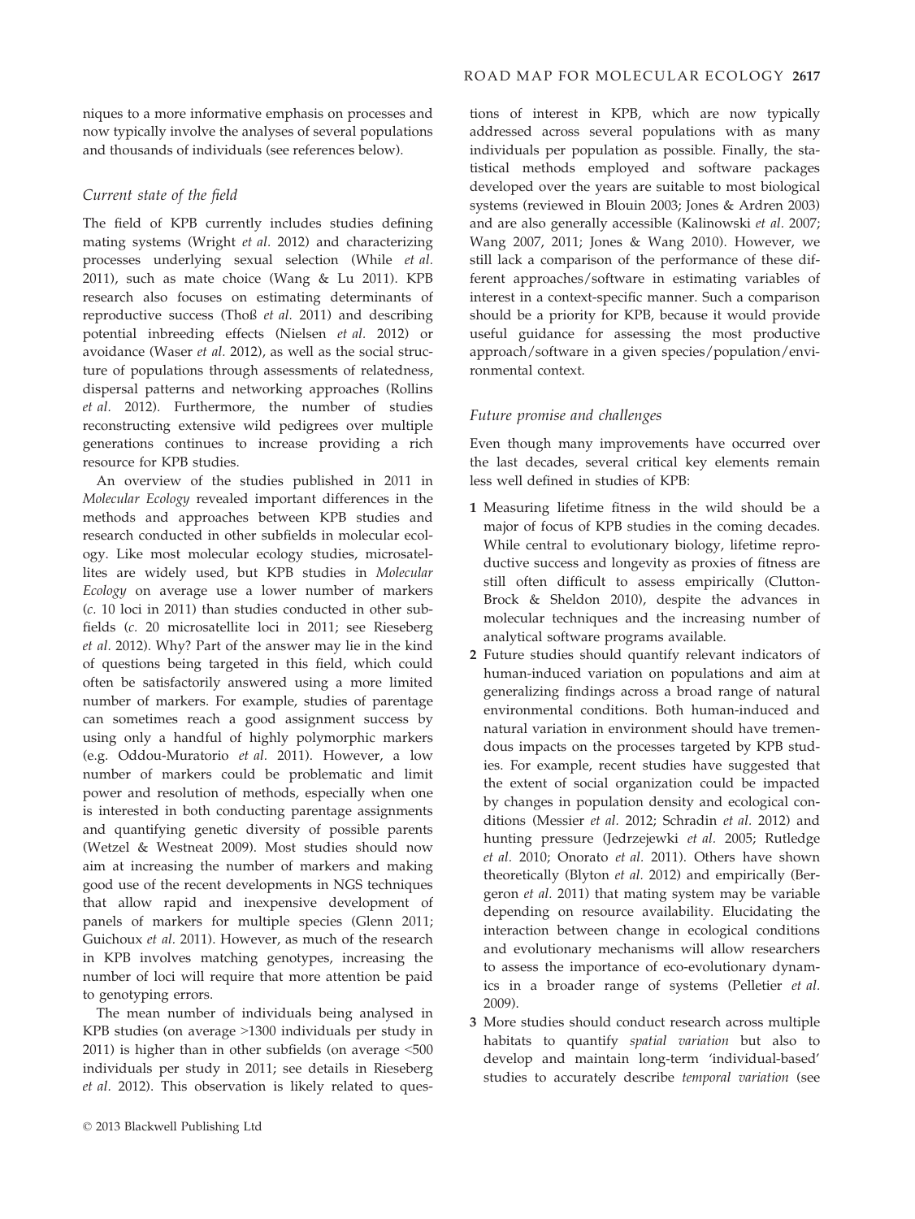niques to a more informative emphasis on processes and now typically involve the analyses of several populations and thousands of individuals (see references below).

### Current state of the field

The field of KPB currently includes studies defining mating systems (Wright *et al.* 2012) and characterizing processes underlying sexual selection (While *et al.* 2011), such as mate choice (Wang & Lu 2011). KPB research also focuses on estimating determinants of reproductive success (Thoß *et al.* 2011) and describing potential inbreeding effects (Nielsen *et al.* 2012) or avoidance (Waser *et al.* 2012), as well as the social structure of populations through assessments of relatedness, dispersal patterns and networking approaches (Rollins *et al.* 2012). Furthermore, the number of studies reconstructing extensive wild pedigrees over multiple generations continues to increase providing a rich resource for KPB studies.

An overview of the studies published in 2011 in *Molecular Ecology* revealed important differences in the methods and approaches between KPB studies and research conducted in other subfields in molecular ecology. Like most molecular ecology studies, microsatellites are widely used, but KPB studies in *Molecular Ecology* on average use a lower number of markers (*c.* 10 loci in 2011) than studies conducted in other subfields (*c.* 20 microsatellite loci in 2011; see Rieseberg *et al.* 2012). Why? Part of the answer may lie in the kind of questions being targeted in this field, which could often be satisfactorily answered using a more limited number of markers. For example, studies of parentage can sometimes reach a good assignment success by using only a handful of highly polymorphic markers (e.g. Oddou-Muratorio *et al.* 2011). However, a low number of markers could be problematic and limit power and resolution of methods, especially when one is interested in both conducting parentage assignments and quantifying genetic diversity of possible parents (Wetzel & Westneat 2009). Most studies should now aim at increasing the number of markers and making good use of the recent developments in NGS techniques that allow rapid and inexpensive development of panels of markers for multiple species (Glenn 2011; Guichoux *et al.* 2011). However, as much of the research in KPB involves matching genotypes, increasing the number of loci will require that more attention be paid to genotyping errors.

The mean number of individuals being analysed in KPB studies (on average >1300 individuals per study in 2011) is higher than in other subfields (on average <500 individuals per study in 2011; see details in Rieseberg *et al.* 2012). This observation is likely related to questions of interest in KPB, which are now typically addressed across several populations with as many individuals per population as possible. Finally, the statistical methods employed and software packages developed over the years are suitable to most biological systems (reviewed in Blouin 2003; Jones & Ardren 2003) and are also generally accessible (Kalinowski *et al.* 2007; Wang 2007, 2011; Jones & Wang 2010). However, we still lack a comparison of the performance of these different approaches/software in estimating variables of interest in a context-specific manner. Such a comparison should be a priority for KPB, because it would provide useful guidance for assessing the most productive approach/software in a given species/population/environmental context.

### Future promise and challenges

Even though many improvements have occurred over the last decades, several critical key elements remain less well defined in studies of KPB:

1. Measuring lifetime fitness in the wild should be a major of focus of KPB studies in the coming decades. While central to evolutionary biology, lifetime reproductive success and longevity as proxies of fitness are still often difficult to assess empirically (Clutton-Brock & Sheldon 2010), despite the advances in molecular techniques and the increasing number of analytical software programs available.
2. Future studies should quantify relevant indicators of human-induced variation on populations and aim at generalizing findings across a broad range of natural environmental conditions. Both human-induced and natural variation in environment should have tremendous impacts on the processes targeted by KPB studies. For example, recent studies have suggested that the extent of social organization could be impacted by changes in population density and ecological conditions (Messier *et al.* 2012; Schradin *et al.* 2012) and hunting pressure (Jedrzejewki *et al.* 2005; Rutledge *et al.* 2010; Onorato *et al.* 2011). Others have shown theoretically (Blyton *et al.* 2012) and empirically (Bergeron *et al.* 2011) that mating system may be variable depending on resource availability. Elucidating the interaction between change in ecological conditions and evolutionary mechanisms will allow researchers to assess the importance of eco-evolutionary dynamics in a broader range of systems (Pelletier *et al.* 2009).
3. More studies should conduct research across multiple habitats to quantify *spatial variation* but also to develop and maintain long-term 'individual-based' studies to accurately describe *temporal variation* (see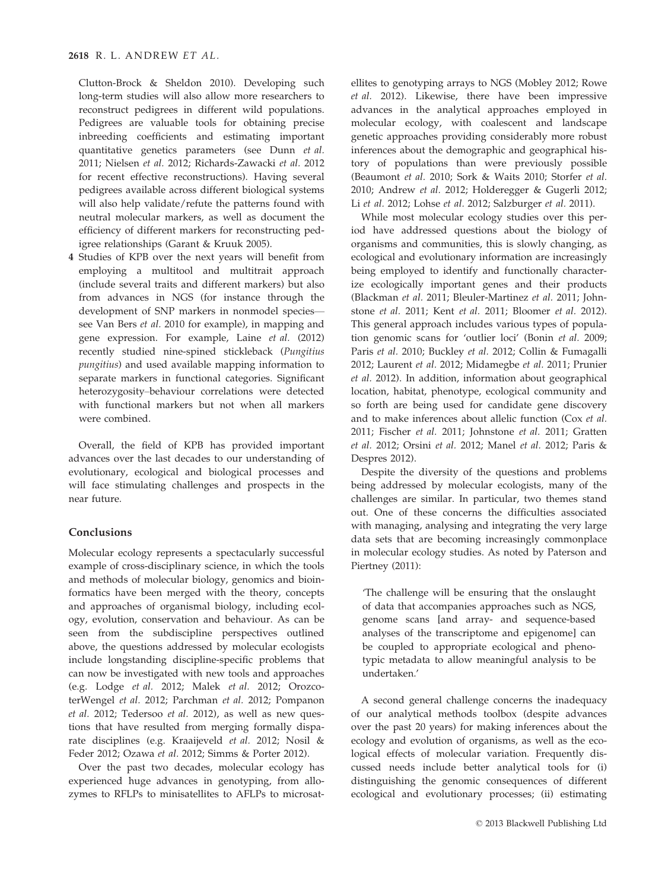Clutton-Brock & Sheldon 2010). Developing such long-term studies will also allow more researchers to reconstruct pedigrees in different wild populations. Pedigrees are valuable tools for obtaining precise inbreeding coefficients and estimating important quantitative genetics parameters (see Dunn *et al.* 2011; Nielsen *et al.* 2012; Richards-Zawacki *et al.* 2012 for recent effective reconstructions). Having several pedigrees available across different biological systems will also help validate/refute the patterns found with neutral molecular markers, as well as document the efficiency of different markers for reconstructing pedigree relationships (Garant & Kruuk 2005).

4. Studies of KPB over the next years will benefit from employing a multitool and multitrait approach (include several traits and different markers) but also from advances in NGS (for instance through the development of SNP markers in nonmodel species—see Van Bers *et al.* 2010 for example), in mapping and gene expression. For example, Laine *et al.* (2012) recently studied nine-spined stickleback (*Pungitius pungitius*) and used available mapping information to separate markers in functional categories. Significant heterozygosity–behaviour correlations were detected with functional markers but not when all markers were combined.

Overall, the field of KPB has provided important advances over the last decades to our understanding of evolutionary, ecological and biological processes and will face stimulating challenges and prospects in the near future.

## Conclusions

Molecular ecology represents a spectacularly successful example of cross-disciplinary science, in which the tools and methods of molecular biology, genomics and bioinformatics have been merged with the theory, concepts and approaches of organismal biology, including ecology, evolution, conservation and behaviour. As can be seen from the subdiscipline perspectives outlined above, the questions addressed by molecular ecologists include longstanding discipline-specific problems that can now be investigated with new tools and approaches (e.g. Lodge *et al.* 2012; Malek *et al.* 2012; OrozcoterWengel *et al.* 2012; Parchman *et al.* 2012; Pompanon *et al.* 2012; Tedersoo *et al.* 2012), as well as new questions that have resulted from merging formally disparate disciplines (e.g. Kraaijeveld *et al.* 2012; Nosil & Feder 2012; Ozawa *et al.* 2012; Simms & Porter 2012).

Over the past two decades, molecular ecology has experienced huge advances in genotyping, from allozymes to RFLPs to minisatellites to AFLPs to microsatellites to genotyping arrays to NGS (Mobley 2012; Rowe *et al.* 2012). Likewise, there have been impressive advances in the analytical approaches employed in molecular ecology, with coalescent and landscape genetic approaches providing considerably more robust inferences about the demographic and geographical history of populations than were previously possible (Beaumont *et al.* 2010; Sork & Waits 2010; Storfer *et al.* 2010; Andrew *et al.* 2012; Holderegger & Gugerli 2012; Li *et al.* 2012; Lohse *et al.* 2012; Salzburger *et al.* 2011).

While most molecular ecology studies over this period have addressed questions about the biology of organisms and communities, this is slowly changing, as ecological and evolutionary information are increasingly being employed to identify and functionally characterize ecologically important genes and their products (Blackman *et al.* 2011; Bleuler-Martinez *et al.* 2011; Johnstone *et al.* 2011; Kent *et al.* 2011; Bloomer *et al.* 2012). This general approach includes various types of population genomic scans for 'outlier loci' (Bonin *et al.* 2009; Paris *et al.* 2010; Buckley *et al.* 2012; Collin & Fumagalli 2012; Laurent *et al.* 2012; Midamegbe *et al.* 2011; Prunier *et al.* 2012). In addition, information about geographical location, habitat, phenotype, ecological community and so forth are being used for candidate gene discovery and to make inferences about allelic function (Cox *et al.* 2011; Fischer *et al.* 2011; Johnstone *et al.* 2011; Gratten *et al.* 2012; Orsini *et al.* 2012; Manel *et al.* 2012; Paris & Despres 2012).

Despite the diversity of the questions and problems being addressed by molecular ecologists, many of the challenges are similar. In particular, two themes stand out. One of these concerns the difficulties associated with managing, analysing and integrating the very large data sets that are becoming increasingly commonplace in molecular ecology studies. As noted by Paterson and Piertney (2011):

> 'The challenge will be ensuring that the onslaught of data that accompanies approaches such as NGS, genome scans [and array- and sequence-based analyses of the transcriptome and epigenome] can be coupled to appropriate ecological and phenotypic metadata to allow meaningful analysis to be undertaken.'

A second general challenge concerns the inadequacy of our analytical methods toolbox (despite advances over the past 20 years) for making inferences about the ecology and evolution of organisms, as well as the ecological effects of molecular variation. Frequently discussed needs include better analytical tools for (i) distinguishing the genomic consequences of different ecological and evolutionary processes; (ii) estimating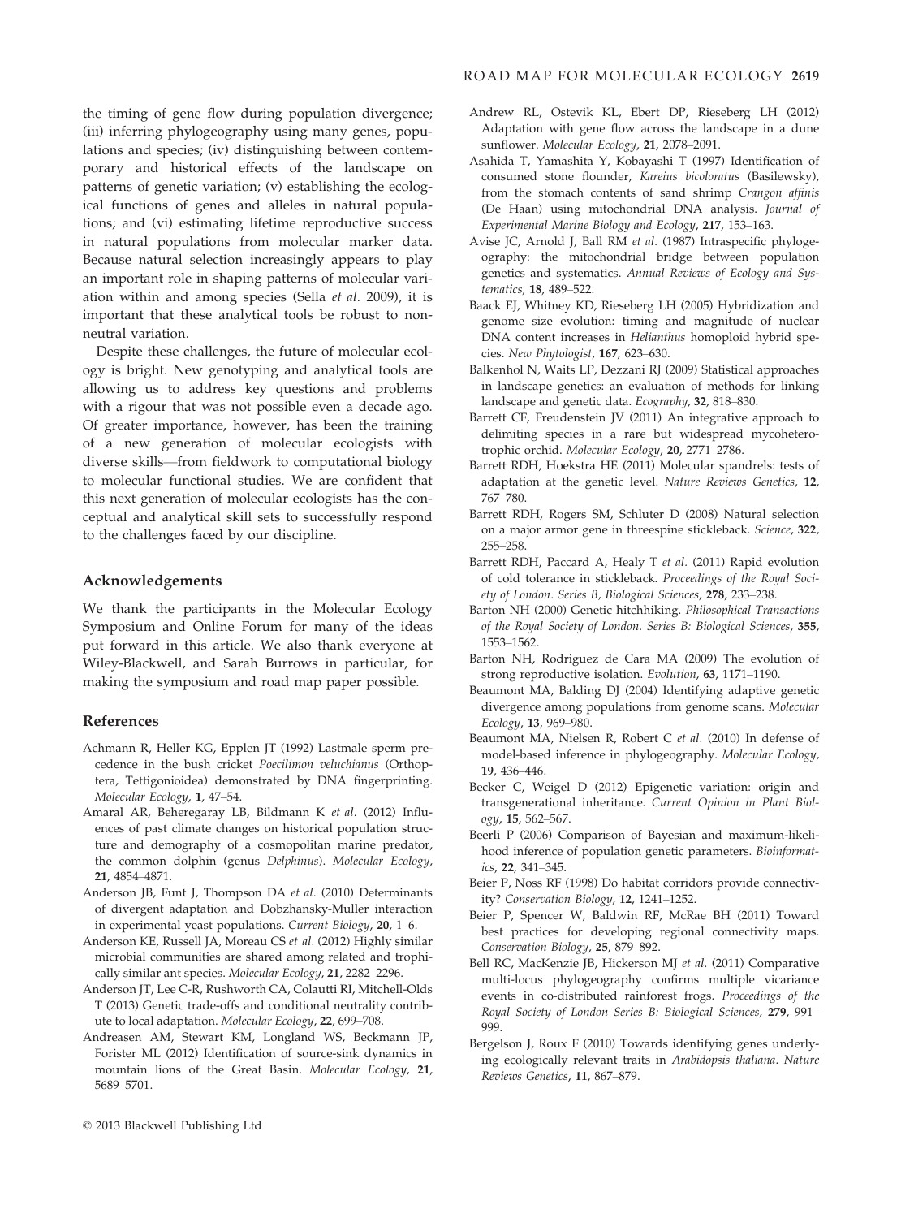the timing of gene flow during population divergence; (iii) inferring phylogeography using many genes, populations and species; (iv) distinguishing between contemporary and historical effects of the landscape on patterns of genetic variation; (v) establishing the ecological functions of genes and alleles in natural populations; and (vi) estimating lifetime reproductive success in natural populations from molecular marker data. Because natural selection increasingly appears to play an important role in shaping patterns of molecular variation within and among species (Sella *et al*. 2009), it is important that these analytical tools be robust to non-neutral variation.

Despite these challenges, the future of molecular ecology is bright. New genotyping and analytical tools are allowing us to address key questions and problems with a rigour that was not possible even a decade ago. Of greater importance, however, has been the training of a new generation of molecular ecologists with diverse skills—from fieldwork to computational biology to molecular functional studies. We are confident that this next generation of molecular ecologists has the conceptual and analytical skill sets to successfully respond to the challenges faced by our discipline.

## Acknowledgements

We thank the participants in the Molecular Ecology Symposium and Online Forum for many of the ideas put forward in this article. We also thank everyone at Wiley-Blackwell, and Sarah Burrows in particular, for making the symposium and road map paper possible.

## References

Achmann R, Heller KG, Epplen JT (1992) Lastmale sperm precedence in the bush cricket *Poecilimon veluchianus* (Orthoptera, Tettigonioidea) demonstrated by DNA fingerprinting. *Molecular Ecology*, **1**, 47–54.

Amaral AR, Beheregaray LB, Bildmann K *et al*. (2012) Influences of past climate changes on historical population structure and demography of a cosmopolitan marine predator, the common dolphin (genus *Delphinus*). *Molecular Ecology*, **21**, 4854–4871.

Anderson JB, Funt J, Thompson DA *et al*. (2010) Determinants of divergent adaptation and Dobzhansky-Muller interaction in experimental yeast populations. *Current Biology*, **20**, 1–6.

Anderson KE, Russell JA, Moreau CS *et al*. (2012) Highly similar microbial communities are shared among related and trophically similar ant species. *Molecular Ecology*, **21**, 2282–2296.

Anderson JT, Lee C-R, Rushworth CA, Colautti RI, Mitchell-Olds T (2013) Genetic trade-offs and conditional neutrality contribute to local adaptation. *Molecular Ecology*, **22**, 699–708.

Andreasen AM, Stewart KM, Longland WS, Beckmann JP, Forister ML (2012) Identification of source-sink dynamics in mountain lions of the Great Basin. *Molecular Ecology*, **21**, 5689–5701.

Andrew RL, Ostevik KL, Ebert DP, Rieseberg LH (2012) Adaptation with gene flow across the landscape in a dune sunflower. *Molecular Ecology*, **21**, 2078–2091.

Asahida T, Yamashita Y, Kobayashi T (1997) Identification of consumed stone flounder, *Kareius bicoloratus* (Basilewsky), from the stomach contents of sand shrimp *Crangon affinis* (De Haan) using mitochondrial DNA analysis. *Journal of Experimental Marine Biology and Ecology*, **217**, 153–163.

Avise JC, Arnold J, Ball RM *et al*. (1987) Intraspecific phylogeography: the mitochondrial bridge between population genetics and systematics. *Annual Reviews of Ecology and Systematics*, **18**, 489–522.

Baack EJ, Whitney KD, Rieseberg LH (2005) Hybridization and genome size evolution: timing and magnitude of nuclear DNA content increases in *Helianthus* homoploid hybrid species. *New Phytologist*, **167**, 623–630.

Balkenhol N, Waits LP, Dezzani RJ (2009) Statistical approaches in landscape genetics: an evaluation of methods for linking landscape and genetic data. *Ecography*, **32**, 818–830.

Barrett CF, Freudenstein JV (2011) An integrative approach to delimiting species in a rare but widespread mycoheterotrophic orchid. *Molecular Ecology*, **20**, 2771–2786.

Barrett RDH, Hoekstra HE (2011) Molecular spandrels: tests of adaptation at the genetic level. *Nature Reviews Genetics*, **12**, 767–780.

Barrett RDH, Rogers SM, Schluter D (2008) Natural selection on a major armor gene in threespine stickleback. *Science*, **322**, 255–258.

Barrett RDH, Paccard A, Healy T *et al*. (2011) Rapid evolution of cold tolerance in stickleback. *Proceedings of the Royal Society of London. Series B, Biological Sciences*, **278**, 233–238.

Barton NH (2000) Genetic hitchhiking. *Philosophical Transactions of the Royal Society of London. Series B: Biological Sciences*, **355**, 1553–1562.

Barton NH, Rodriguez de Cara MA (2009) The evolution of strong reproductive isolation. *Evolution*, **63**, 1171–1190.

Beaumont MA, Balding DJ (2004) Identifying adaptive genetic divergence among populations from genome scans. *Molecular Ecology*, **13**, 969–980.

Beaumont MA, Nielsen R, Robert C *et al*. (2010) In defense of model-based inference in phylogeography. *Molecular Ecology*, **19**, 436–446.

Becker C, Weigel D (2012) Epigenetic variation: origin and transgenerational inheritance. *Current Opinion in Plant Biology*, **15**, 562–567.

Beerli P (2006) Comparison of Bayesian and maximum-likelihood inference of population genetic parameters. *Bioinformatics*, **22**, 341–345.

Beier P, Noss RF (1998) Do habitat corridors provide connectivity? *Conservation Biology*, **12**, 1241–1252.

Beier P, Spencer W, Baldwin RF, McRae BH (2011) Toward best practices for developing regional connectivity maps. *Conservation Biology*, **25**, 879–892.

Bell RC, MacKenzie JB, Hickerson MJ *et al*. (2011) Comparative multi-locus phylogeography confirms multiple vicariance events in co-distributed rainforest frogs. *Proceedings of the Royal Society of London Series B: Biological Sciences*, **279**, 991–999.

Bergelson J, Roux F (2010) Towards identifying genes underlying ecologically relevant traits in *Arabidopsis thaliana*. *Nature Reviews Genetics*, **11**, 867–879.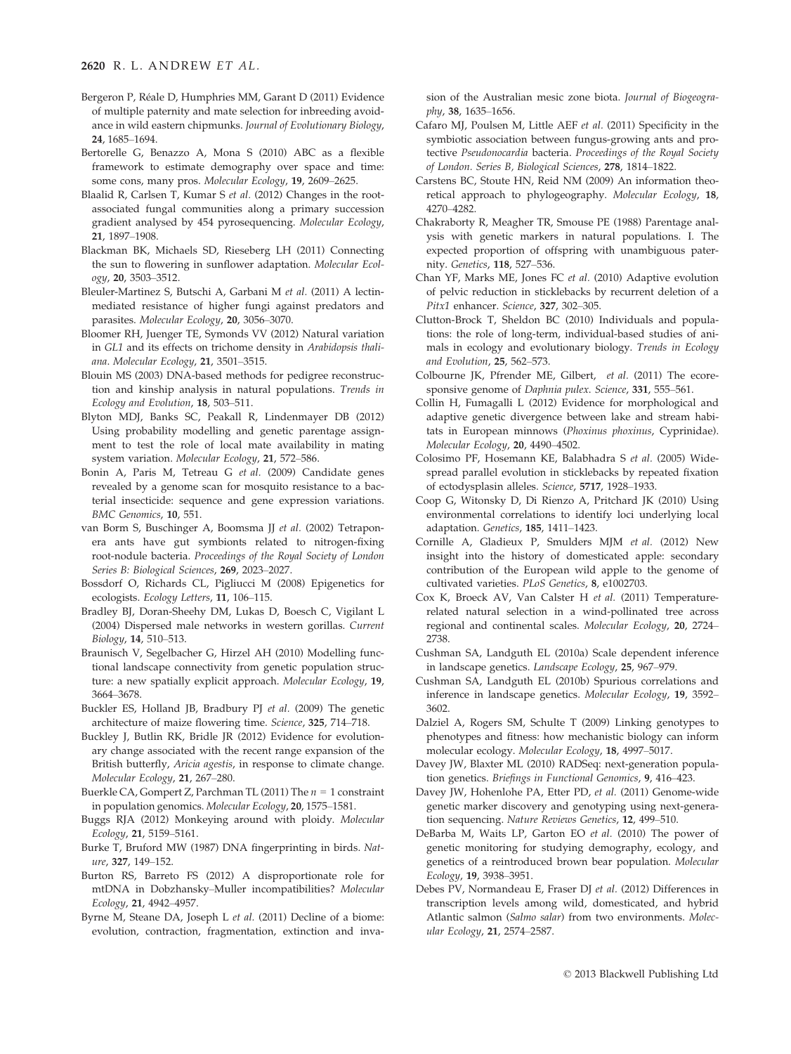Bergeron P, Réale D, Humphries MM, Garant D (2011) Evidence of multiple paternity and mate selection for inbreeding avoidance in wild eastern chipmunks. *Journal of Evolutionary Biology*, **24**, 1685–1694.

Bertorelle G, Benazzo A, Mona S (2010) ABC as a flexible framework to estimate demography over space and time: some cons, many pros. *Molecular Ecology*, **19**, 2609–2625.

Blaalid R, Carlsen T, Kumar S *et al.* (2012) Changes in the root-associated fungal communities along a primary succession gradient analysed by 454 pyrosequencing. *Molecular Ecology*, **21**, 1897–1908.

Blackman BK, Michaels SD, Rieseberg LH (2011) Connecting the sun to flowering in sunflower adaptation. *Molecular Ecology*, **20**, 3503–3512.

Bleuler-Martinez S, Butschi A, Garbani M *et al.* (2011) A lectin-mediated resistance of higher fungi against predators and parasites. *Molecular Ecology*, **20**, 3056–3070.

Bloomer RH, Juenger TE, Symonds VV (2012) Natural variation in *GL1* and its effects on trichome density in *Arabidopsis thaliana*. *Molecular Ecology*, **21**, 3501–3515.

Blouin MS (2003) DNA-based methods for pedigree reconstruction and kinship analysis in natural populations. *Trends in Ecology and Evolution*, **18**, 503–511.

Blyton MDJ, Banks SC, Peakall R, Lindenmayer DB (2012) Using probability modelling and genetic parentage assignment to test the role of local mate availability in mating system variation. *Molecular Ecology*, **21**, 572–586.

Bonin A, Paris M, Tetreau G *et al.* (2009) Candidate genes revealed by a genome scan for mosquito resistance to a bacterial insecticide: sequence and gene expression variations. *BMC Genomics*, **10**, 551.

van Borm S, Buschinger A, Boomsma JJ *et al.* (2002) Tetraponera ants have gut symbionts related to nitrogen-fixing root-nodule bacteria. *Proceedings of the Royal Society of London Series B: Biological Sciences*, **269**, 2023–2027.

Bossdorf O, Richards CL, Pigliucci M (2008) Epigenetics for ecologists. *Ecology Letters*, **11**, 106–115.

Bradley BJ, Doran-Sheehy DM, Lukas D, Boesch C, Vigilant L (2004) Dispersed male networks in western gorillas. *Current Biology*, **14**, 510–513.

Braunisch V, Segelbacher G, Hirzel AH (2010) Modelling functional landscape connectivity from genetic population structure: a new spatially explicit approach. *Molecular Ecology*, **19**, 3664–3678.

Buckler ES, Holland JB, Bradbury PJ *et al.* (2009) The genetic architecture of maize flowering time. *Science*, **325**, 714–718.

Buckley J, Butlin RK, Bridle JR (2012) Evidence for evolutionary change associated with the recent range expansion of the British butterfly, *Aricia agestis*, in response to climate change. *Molecular Ecology*, **21**, 267–280.

Buerkle CA, Gompert Z, Parchman TL (2011) The $n = 1$ constraint in population genomics. *Molecular Ecology*, **20**, 1575–1581.

Buggs RJA (2012) Monkeying around with ploidy. *Molecular Ecology*, **21**, 5159–5161.

Burke T, Bruford MW (1987) DNA fingerprinting in birds. *Nature*, **327**, 149–152.

Burton RS, Barreto FS (2012) A disproportionate role for mtDNA in Dobzhansky–Muller incompatibilities? *Molecular Ecology*, **21**, 4942–4957.

Byrne M, Steane DA, Joseph L *et al.* (2011) Decline of a biome: evolution, contraction, fragmentation, extinction and invasion of the Australian mesic zone biota. *Journal of Biogeography*, **38**, 1635–1656.

Cafaro MJ, Poulsen M, Little AEF *et al.* (2011) Specificity in the symbiotic association between fungus-growing ants and protective *Pseudonocardia* bacteria. *Proceedings of the Royal Society of London. Series B, Biological Sciences*, **278**, 1814–1822.

Carstens BC, Stoute HN, Reid NM (2009) An information theoretical approach to phylogeography. *Molecular Ecology*, **18**, 4270–4282.

Chakraborty R, Meagher TR, Smouse PE (1988) Parentage analysis with genetic markers in natural populations. I. The expected proportion of offspring with unambiguous paternity. *Genetics*, **118**, 527–536.

Chan YF, Marks ME, Jones FC *et al.* (2010) Adaptive evolution of pelvic reduction in sticklebacks by recurrent deletion of a *Pitx1* enhancer. *Science*, **327**, 302–305.

Clutton-Brock T, Sheldon BC (2010) Individuals and populations: the role of long-term, individual-based studies of animals in ecology and evolutionary biology. *Trends in Ecology and Evolution*, **25**, 562–573.

Colbourne JK, Pfrender ME, Gilbert, *et al.* (2011) The ecoresponsive genome of *Daphnia pulex*. *Science*, **331**, 555–561.

Collin H, Fumagalli L (2012) Evidence for morphological and adaptive genetic divergence between lake and stream habitats in European minnows (*Phoxinus phoxinus*, Cyprinidae). *Molecular Ecology*, **20**, 4490–4502.

Colosimo PF, Hosemann KE, Balabhadra S *et al.* (2005) Widespread parallel evolution in sticklebacks by repeated fixation of ectodysplasin alleles. *Science*, **5717**, 1928–1933.

Coop G, Witonsky D, Di Rienzo A, Pritchard JK (2010) Using environmental correlations to identify loci underlying local adaptation. *Genetics*, **185**, 1411–1423.

Cornille A, Gladieux P, Smulders MJM *et al.* (2012) New insight into the history of domesticated apple: secondary contribution of the European wild apple to the genome of cultivated varieties. *PLoS Genetics*, **8**, e1002703.

Cox K, Broeck AV, Van Calster H *et al.* (2011) Temperature-related natural selection in a wind-pollinated tree across regional and continental scales. *Molecular Ecology*, **20**, 2724–2738.

Cushman SA, Landguth EL (2010a) Scale dependent inference in landscape genetics. *Landscape Ecology*, **25**, 967–979.

Cushman SA, Landguth EL (2010b) Spurious correlations and inference in landscape genetics. *Molecular Ecology*, **19**, 3592–3602.

Dalziel A, Rogers SM, Schulte T (2009) Linking genotypes to phenotypes and fitness: how mechanistic biology can inform molecular ecology. *Molecular Ecology*, **18**, 4997–5017.

Davey JW, Blaxter ML (2010) RADSeq: next-generation population genetics. *Briefings in Functional Genomics*, **9**, 416–423.

Davey JW, Hohenlohe PA, Etter PD, *et al.* (2011) Genome-wide genetic marker discovery and genotyping using next-generation sequencing. *Nature Reviews Genetics*, **12**, 499–510.

DeBarba M, Waits LP, Garton EO *et al.* (2010) The power of genetic monitoring for studying demography, ecology, and genetics of a reintroduced brown bear population. *Molecular Ecology*, **19**, 3938–3951.

Debes PV, Normandeau E, Fraser DJ *et al.* (2012) Differences in transcription levels among wild, domesticated, and hybrid Atlantic salmon (*Salmo salar*) from two environments. *Molecular Ecology*, **21**, 2574–2587.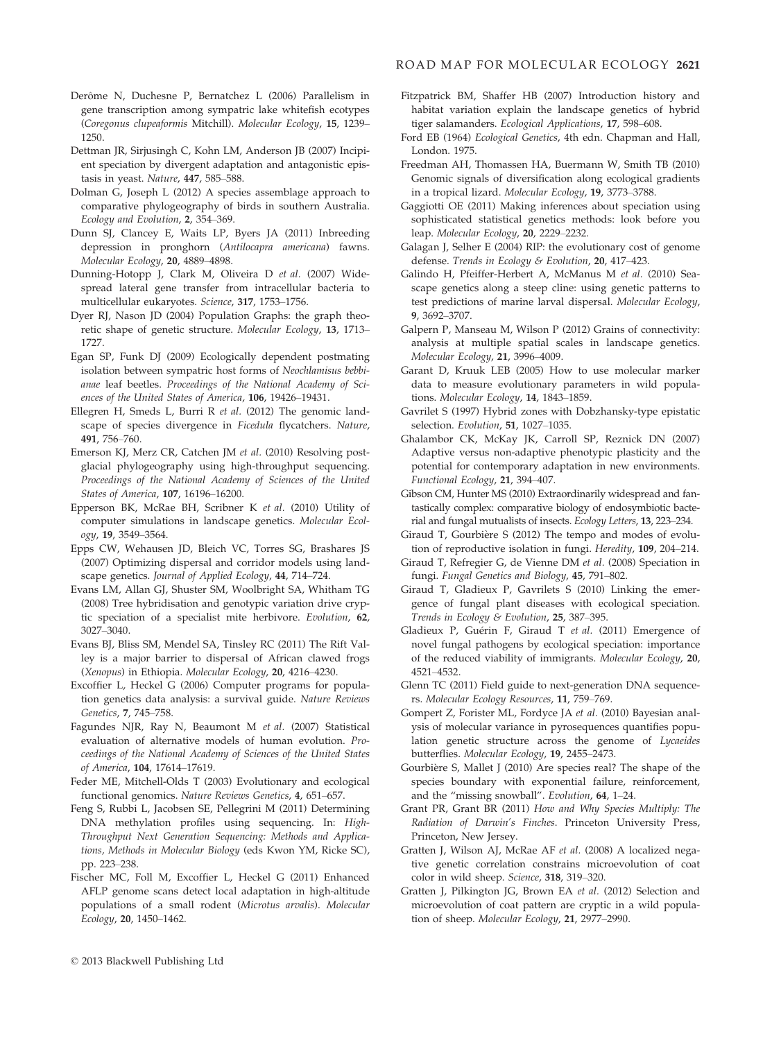Derôme N, Duchesne P, Bernatchez L (2006) Parallelism in gene transcription among sympatric lake whitefish ecotypes (*Coregonus clupeaformis* Mitchill). *Molecular Ecology*, **15**, 1239–1250.

Dettman JR, Sirjusingh C, Kohn LM, Anderson JB (2007) Incipient speciation by divergent adaptation and antagonistic epistasis in yeast. *Nature*, **447**, 585–588.

Dolman G, Joseph L (2012) A species assemblage approach to comparative phylogeography of birds in southern Australia. *Ecology and Evolution*, **2**, 354–369.

Dunn SJ, Clancey E, Waits LP, Byers JA (2011) Inbreeding depression in pronghorn (*Antilocapra americana*) fawns. *Molecular Ecology*, **20**, 4889–4898.

Dunning-Hotopp J, Clark M, Oliveira D *et al.* (2007) Widespread lateral gene transfer from intracellular bacteria to multicellular eukaryotes. *Science*, **317**, 1753–1756.

Dyer RJ, Nason JD (2004) Population Graphs: the graph theoretic shape of genetic structure. *Molecular Ecology*, **13**, 1713–1727.

Egan SP, Funk DJ (2009) Ecologically dependent postmating isolation between sympatric host forms of *Neochlamisus bebbianae* leaf beetles. *Proceedings of the National Academy of Sciences of the United States of America*, **106**, 19426–19431.

Ellegren H, Smeds L, Burri R *et al.* (2012) The genomic landscape of species divergence in *Ficedula* flycatchers. *Nature*, **491**, 756–760.

Emerson KJ, Merz CR, Catchen JM *et al.* (2010) Resolving postglacial phylogeography using high-throughput sequencing. *Proceedings of the National Academy of Sciences of the United States of America*, **107**, 16196–16200.

Epperson BK, McRae BH, Scribner K *et al.* (2010) Utility of computer simulations in landscape genetics. *Molecular Ecology*, **19**, 3549–3564.

Epps CW, Wehausen JD, Bleich VC, Torres SG, Brashares JS (2007) Optimizing dispersal and corridor models using landscape genetics. *Journal of Applied Ecology*, **44**, 714–724.

Evans LM, Allan GJ, Shuster SM, Woolbright SA, Whitham TG (2008) Tree hybridisation and genotypic variation drive cryptic speciation of a specialist mite herbivore. *Evolution*, **62**, 3027–3040.

Evans BJ, Bliss SM, Mendel SA, Tinsley RC (2011) The Rift Valley is a major barrier to dispersal of African clawed frogs (*Xenopus*) in Ethiopia. *Molecular Ecology*, **20**, 4216–4230.

Excoffier L, Heckel G (2006) Computer programs for population genetics data analysis: a survival guide. *Nature Reviews Genetics*, **7**, 745–758.

Fagundes NJR, Ray N, Beaumont M *et al.* (2007) Statistical evaluation of alternative models of human evolution. *Proceedings of the National Academy of Sciences of the United States of America*, **104**, 17614–17619.

Feder ME, Mitchell-Olds T (2003) Evolutionary and ecological functional genomics. *Nature Reviews Genetics*, **4**, 651–657.

Feng S, Rubbi L, Jacobsen SE, Pellegrini M (2011) Determining DNA methylation profiles using sequencing. In: *High-Throughput Next Generation Sequencing: Methods and Applications, Methods in Molecular Biology* (eds Kwon YM, Ricke SC), pp. 223–238.

Fischer MC, Foll M, Excoffier L, Heckel G (2011) Enhanced AFLP genome scans detect local adaptation in high-altitude populations of a small rodent (*Microtus arvalis*). *Molecular Ecology*, **20**, 1450–1462.

Fitzpatrick BM, Shaffer HB (2007) Introduction history and habitat variation explain the landscape genetics of hybrid tiger salamanders. *Ecological Applications*, **17**, 598–608.

Ford EB (1964) *Ecological Genetics*, 4th edn. Chapman and Hall, London. 1975.

Freedman AH, Thomassen HA, Buermann W, Smith TB (2010) Genomic signals of diversification along ecological gradients in a tropical lizard. *Molecular Ecology*, **19**, 3773–3788.

Gaggiotti OE (2011) Making inferences about speciation using sophisticated statistical genetics methods: look before you leap. *Molecular Ecology*, **20**, 2229–2232.

Galagan J, Selher E (2004) RIP: the evolutionary cost of genome defense. *Trends in Ecology & Evolution*, **20**, 417–423.

Galindo H, Pfeiffer-Herbert A, McManus M *et al.* (2010) Seascape genetics along a steep cline: using genetic patterns to test predictions of marine larval dispersal. *Molecular Ecology*, **9**, 3692–3707.

Galpern P, Manseau M, Wilson P (2012) Grains of connectivity: analysis at multiple spatial scales in landscape genetics. *Molecular Ecology*, **21**, 3996–4009.

Garant D, Kruuk LEB (2005) How to use molecular marker data to measure evolutionary parameters in wild populations. *Molecular Ecology*, **14**, 1843–1859.

Gavrilet S (1997) Hybrid zones with Dobzhansky-type epistatic selection. *Evolution*, **51**, 1027–1035.

Ghalambor CK, McKay JK, Carroll SP, Reznick DN (2007) Adaptive versus non-adaptive phenotypic plasticity and the potential for contemporary adaptation in new environments. *Functional Ecology*, **21**, 394–407.

Gibson CM, Hunter MS (2010) Extraordinarily widespread and fantastically complex: comparative biology of endosymbiotic bacterial and fungal mutualists of insects. *Ecology Letters*, **13**, 223–234.

Giraud T, Gourbière S (2012) The tempo and modes of evolution of reproductive isolation in fungi. *Heredity*, **109**, 204–214.

Giraud T, Refregier G, de Vienne DM *et al.* (2008) Speciation in fungi. *Fungal Genetics and Biology*, **45**, 791–802.

Giraud T, Gladieux P, Gavrilets S (2010) Linking the emergence of fungal plant diseases with ecological speciation. *Trends in Ecology & Evolution*, **25**, 387–395.

Gladieux P, Guérin F, Giraud T *et al.* (2011) Emergence of novel fungal pathogens by ecological speciation: importance of the reduced viability of immigrants. *Molecular Ecology*, **20**, 4521–4532.

Glenn TC (2011) Field guide to next-generation DNA sequencers. *Molecular Ecology Resources*, **11**, 759–769.

Gompert Z, Forister ML, Fordyce JA *et al.* (2010) Bayesian analysis of molecular variance in pyrosequences quantifies population genetic structure across the genome of *Lycaeides* butterflies. *Molecular Ecology*, **19**, 2455–2473.

Gourbière S, Mallet J (2010) Are species real? The shape of the species boundary with exponential failure, reinforcement, and the "missing snowball". *Evolution*, **64**, 1–24.

Grant PR, Grant BR (2011) *How and Why Species Multiply: The Radiation of Darwin's Finches*. Princeton University Press, Princeton, New Jersey.

Gratten J, Wilson AJ, McRae AF *et al.* (2008) A localized negative genetic correlation constrains microevolution of coat color in wild sheep. *Science*, **318**, 319–320.

Gratten J, Pilkington JG, Brown EA *et al.* (2012) Selection and microevolution of coat pattern are cryptic in a wild population of sheep. *Molecular Ecology*, **21**, 2977–2990.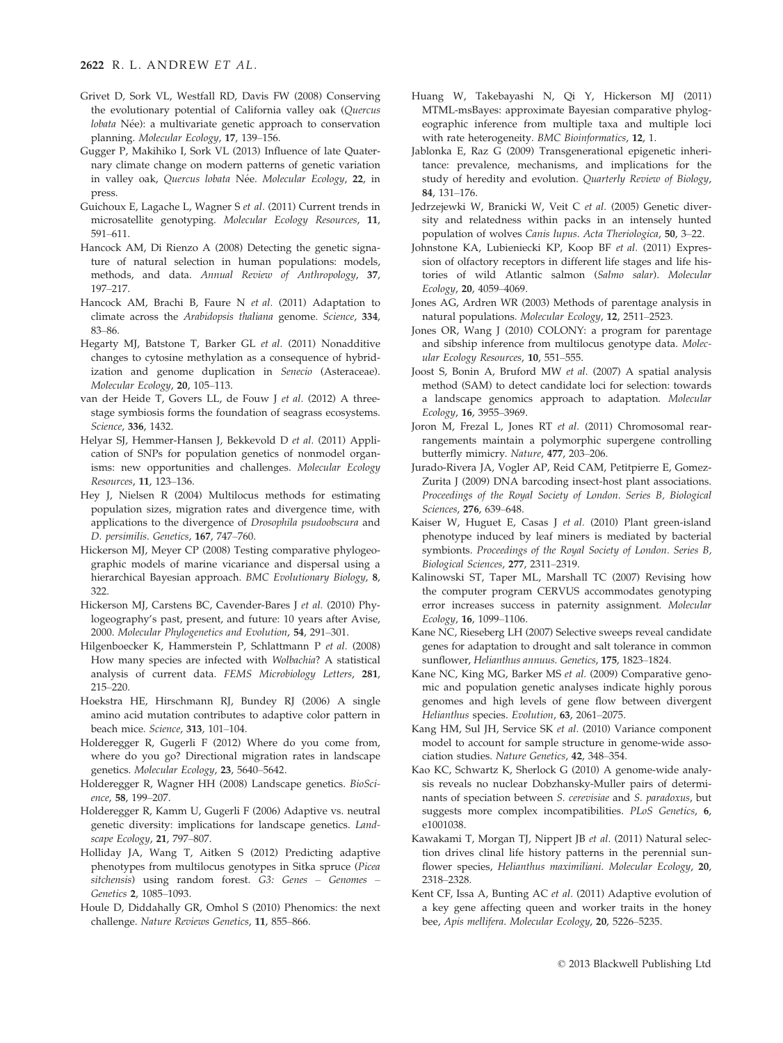Grivet D, Sork VL, Westfall RD, Davis FW (2008) Conserving the evolutionary potential of California valley oak (*Quercus lobata* Née): a multivariate genetic approach to conservation planning. *Molecular Ecology*, **17**, 139–156.

Gugger P, Makihiko I, Sork VL (2013) Influence of late Quaternary climate change on modern patterns of genetic variation in valley oak, *Quercus lobata* Née. *Molecular Ecology*, **22**, in press.

Guichoux E, Lagache L, Wagner S *et al.* (2011) Current trends in microsatellite genotyping. *Molecular Ecology Resources*, **11**, 591–611.

Hancock AM, Di Rienzo A (2008) Detecting the genetic signature of natural selection in human populations: models, methods, and data. *Annual Review of Anthropology*, **37**, 197–217.

Hancock AM, Brachi B, Faure N *et al.* (2011) Adaptation to climate across the *Arabidopsis thaliana* genome. *Science*, **334**, 83–86.

Hegarty MJ, Batstone T, Barker GL *et al.* (2011) Nonadditive changes to cytosine methylation as a consequence of hybridization and genome duplication in *Senecio* (Asteraceae). *Molecular Ecology*, **20**, 105–113.

van der Heide T, Govers LL, de Fouw J *et al.* (2012) A three-stage symbiosis forms the foundation of seagrass ecosystems. *Science*, **336**, 1432.

Helyar SJ, Hemmer-Hansen J, Bekkevold D *et al.* (2011) Application of SNPs for population genetics of nonmodel organisms: new opportunities and challenges. *Molecular Ecology Resources*, **11**, 123–136.

Hey J, Nielsen R (2004) Multilocus methods for estimating population sizes, migration rates and divergence time, with applications to the divergence of *Drosophila psudoobscura* and *D. persimilis*. *Genetics*, **167**, 747–760.

Hickerson MJ, Meyer CP (2008) Testing comparative phylogeographic models of marine vicariance and dispersal using a hierarchical Bayesian approach. *BMC Evolutionary Biology*, **8**, 322.

Hickerson MJ, Carstens BC, Cavender-Bares J *et al.* (2010) Phylogeography's past, present, and future: 10 years after Avise, 2000. *Molecular Phylogenetics and Evolution*, **54**, 291–301.

Hilgenboecker K, Hammerstein P, Schlattmann P *et al.* (2008) How many species are infected with *Wolbachia*? A statistical analysis of current data. *FEMS Microbiology Letters*, **281**, 215–220.

Hoekstra HE, Hirschmann RJ, Bundey RJ (2006) A single amino acid mutation contributes to adaptive color pattern in beach mice. *Science*, **313**, 101–104.

Holderegger R, Gugerli F (2012) Where do you come from, where do you go? Directional migration rates in landscape genetics. *Molecular Ecology*, **23**, 5640–5642.

Holderegger R, Wagner HH (2008) Landscape genetics. *BioScience*, **58**, 199–207.

Holderegger R, Kamm U, Gugerli F (2006) Adaptive vs. neutral genetic diversity: implications for landscape genetics. *Landscape Ecology*, **21**, 797–807.

Holliday JA, Wang T, Aitken S (2012) Predicting adaptive phenotypes from multilocus genotypes in Sitka spruce (*Picea sitchensis*) using random forest. *G3: Genes – Genomes – Genetics* **2**, 1085–1093.

Houle D, Diddahally GR, Omhol S (2010) Phenomics: the next challenge. *Nature Reviews Genetics*, **11**, 855–866.

Huang W, Takebayashi N, Qi Y, Hickerson MJ (2011) MTML-msBayes: approximate Bayesian comparative phylogeographic inference from multiple taxa and multiple loci with rate heterogeneity. *BMC Bioinformatics*, **12**, 1.

Jablonka E, Raz G (2009) Transgenerational epigenetic inheritance: prevalence, mechanisms, and implications for the study of heredity and evolution. *Quarterly Review of Biology*, **84**, 131–176.

Jedrzejewki W, Branicki W, Veit C *et al.* (2005) Genetic diversity and relatedness within packs in an intensely hunted population of wolves *Canis lupus*. *Acta Theriologica*, **50**, 3–22.

Johnstone KA, Lubieniecki KP, Koop BF *et al.* (2011) Expression of olfactory receptors in different life stages and life histories of wild Atlantic salmon (*Salmo salar*). *Molecular Ecology*, **20**, 4059–4069.

Jones AG, Ardren WR (2003) Methods of parentage analysis in natural populations. *Molecular Ecology*, **12**, 2511–2523.

Jones OR, Wang J (2010) COLONY: a program for parentage and sibship inference from multilocus genotype data. *Molecular Ecology Resources*, **10**, 551–555.

Joost S, Bonin A, Bruford MW *et al.* (2007) A spatial analysis method (SAM) to detect candidate loci for selection: towards a landscape genomics approach to adaptation. *Molecular Ecology*, **16**, 3955–3969.

Joron M, Frezal L, Jones RT *et al.* (2011) Chromosomal rearrangements maintain a polymorphic supergene controlling butterfly mimicry. *Nature*, **477**, 203–206.

Jurado-Rivera JA, Vogler AP, Reid CAM, Petitpierre E, Gomez-Zurita J (2009) DNA barcoding insect-host plant associations. *Proceedings of the Royal Society of London. Series B, Biological Sciences*, **276**, 639–648.

Kaiser W, Huguet E, Casas J *et al.* (2010) Plant green-island phenotype induced by leaf miners is mediated by bacterial symbionts. *Proceedings of the Royal Society of London. Series B, Biological Sciences*, **277**, 2311–2319.

Kalinowski ST, Taper ML, Marshall TC (2007) Revising how the computer program CERVUS accommodates genotyping error increases success in paternity assignment. *Molecular Ecology*, **16**, 1099–1106.

Kane NC, Rieseberg LH (2007) Selective sweeps reveal candidate genes for adaptation to drought and salt tolerance in common sunflower, *Helianthus annuus*. *Genetics*, **175**, 1823–1824.

Kane NC, King MG, Barker MS *et al.* (2009) Comparative genomic and population genetic analyses indicate highly porous genomes and high levels of gene flow between divergent *Helianthus* species. *Evolution*, **63**, 2061–2075.

Kang HM, Sul JH, Service SK *et al.* (2010) Variance component model to account for sample structure in genome-wide association studies. *Nature Genetics*, **42**, 348–354.

Kao KC, Schwartz K, Sherlock G (2010) A genome-wide analysis reveals no nuclear Dobzhansky-Muller pairs of determinants of speciation between *S. cerevisiae* and *S. paradoxus*, but suggests more complex incompatibilities. *PLoS Genetics*, **6**, e1001038.

Kawakami T, Morgan TJ, Nippert JB *et al.* (2011) Natural selection drives clinal life history patterns in the perennial sunflower species, *Helianthus maximiliani*. *Molecular Ecology*, **20**, 2318–2328.

Kent CF, Issa A, Bunting AC *et al.* (2011) Adaptive evolution of a key gene affecting queen and worker traits in the honey bee, *Apis mellifera*. *Molecular Ecology*, **20**, 5226–5235.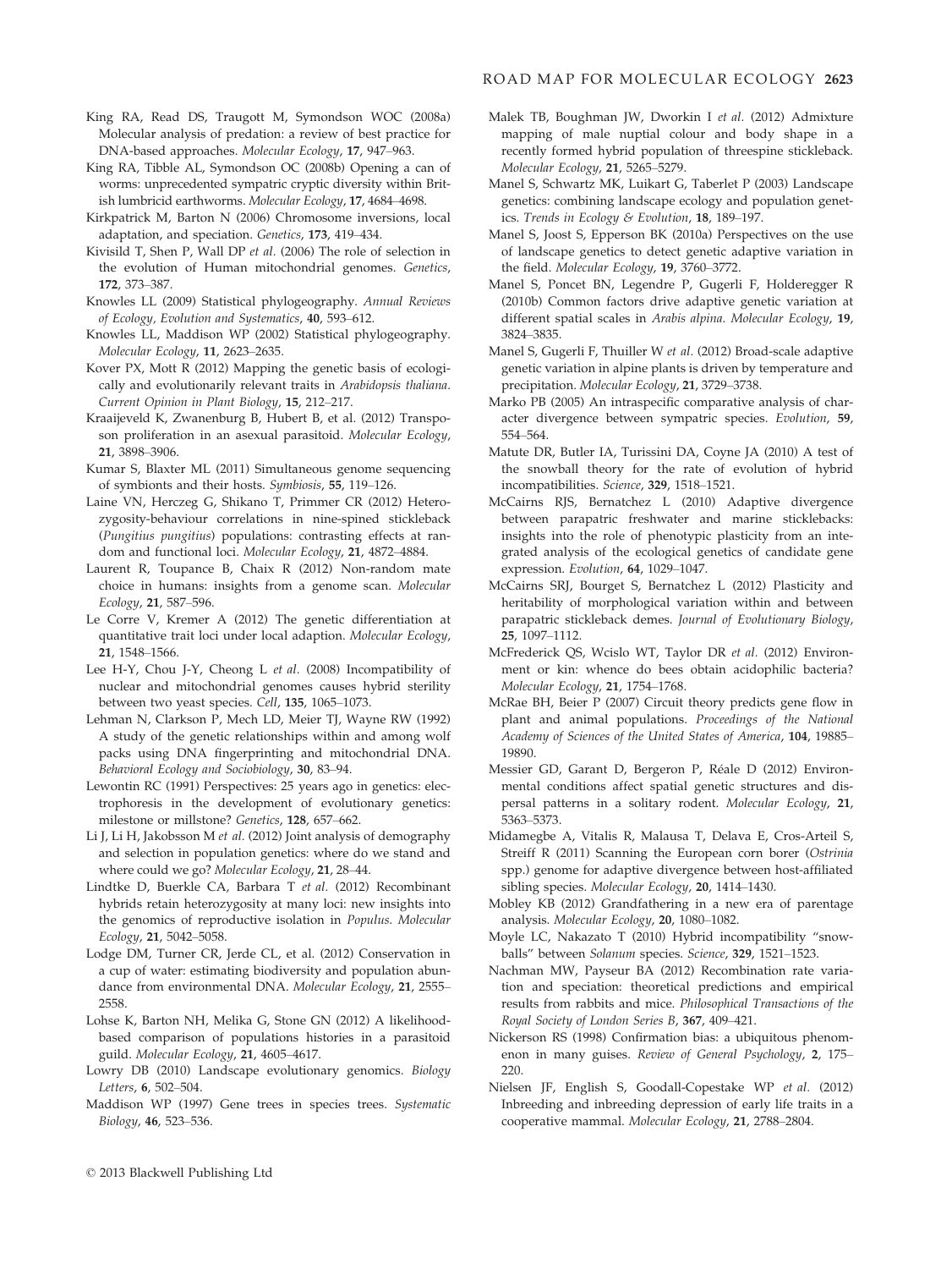King RA, Read DS, Traugott M, Symondson WOC (2008a) Molecular analysis of predation: a review of best practice for DNA-based approaches. *Molecular Ecology*, **17**, 947–963.

King RA, Tibble AL, Symondson OC (2008b) Opening a can of worms: unprecedented sympatric cryptic diversity within British lumbricid earthworms. *Molecular Ecology*, **17**, 4684–4698.

Kirkpatrick M, Barton N (2006) Chromosome inversions, local adaptation, and speciation. *Genetics*, **173**, 419–434.

Kivisild T, Shen P, Wall DP *et al.* (2006) The role of selection in the evolution of Human mitochondrial genomes. *Genetics*, **172**, 373–387.

Knowles LL (2009) Statistical phylogeography. *Annual Reviews of Ecology, Evolution and Systematics*, **40**, 593–612.

Knowles LL, Maddison WP (2002) Statistical phylogeography. *Molecular Ecology*, **11**, 2623–2635.

Kover PX, Mott R (2012) Mapping the genetic basis of ecologically and evolutionarily relevant traits in *Arabidopsis thaliana*. *Current Opinion in Plant Biology*, **15**, 212–217.

Kraaijeveld K, Zwanenburg B, Hubert B, et al. (2012) Transposon proliferation in an asexual parasitoid. *Molecular Ecology*, **21**, 3898–3906.

Kumar S, Blaxter ML (2011) Simultaneous genome sequencing of symbionts and their hosts. *Symbiosis*, **55**, 119–126.

Laine VN, Herczeg G, Shikano T, Primmer CR (2012) Heterozygosity-behaviour correlations in nine-spined stickleback (*Pungitius pungitius*) populations: contrasting effects at random and functional loci. *Molecular Ecology*, **21**, 4872–4884.

Laurent R, Toupance B, Chaix R (2012) Non-random mate choice in humans: insights from a genome scan. *Molecular Ecology*, **21**, 587–596.

Le Corre V, Kremer A (2012) The genetic differentiation at quantitative trait loci under local adaption. *Molecular Ecology*, **21**, 1548–1566.

Lee H-Y, Chou J-Y, Cheong L *et al.* (2008) Incompatibility of nuclear and mitochondrial genomes causes hybrid sterility between two yeast species. *Cell*, **135**, 1065–1073.

Lehman N, Clarkson P, Mech LD, Meier TJ, Wayne RW (1992) A study of the genetic relationships within and among wolf packs using DNA fingerprinting and mitochondrial DNA. *Behavioral Ecology and Sociobiology*, **30**, 83–94.

Lewontin RC (1991) Perspectives: 25 years ago in genetics: electrophoresis in the development of evolutionary genetics: milestone or millstone? *Genetics*, **128**, 657–662.

Li J, Li H, Jakobsson M *et al.* (2012) Joint analysis of demography and selection in population genetics: where do we stand and where could we go? *Molecular Ecology*, **21**, 28–44.

Lindtke D, Buerkle CA, Barbara T *et al.* (2012) Recombinant hybrids retain heterozygosity at many loci: new insights into the genomics of reproductive isolation in *Populus*. *Molecular Ecology*, **21**, 5042–5058.

Lodge DM, Turner CR, Jerde CL, et al. (2012) Conservation in a cup of water: estimating biodiversity and population abundance from environmental DNA. *Molecular Ecology*, **21**, 2555–2558.

Lohse K, Barton NH, Melika G, Stone GN (2012) A likelihood-based comparison of populations histories in a parasitoid guild. *Molecular Ecology*, **21**, 4605–4617.

Lowry DB (2010) Landscape evolutionary genomics. *Biology Letters*, **6**, 502–504.

Maddison WP (1997) Gene trees in species trees. *Systematic Biology*, **46**, 523–536.

Malek TB, Boughman JW, Dworkin I *et al.* (2012) Admixture mapping of male nuptial colour and body shape in a recently formed hybrid population of threespine stickleback. *Molecular Ecology*, **21**, 5265–5279.

Manel S, Schwartz MK, Luikart G, Taberlet P (2003) Landscape genetics: combining landscape ecology and population genetics. *Trends in Ecology & Evolution*, **18**, 189–197.

Manel S, Joost S, Epperson BK (2010a) Perspectives on the use of landscape genetics to detect genetic adaptive variation in the field. *Molecular Ecology*, **19**, 3760–3772.

Manel S, Poncet BN, Legendre P, Gugerli F, Holderegger R (2010b) Common factors drive adaptive genetic variation at different spatial scales in *Arabis alpina*. *Molecular Ecology*, **19**, 3824–3835.

Manel S, Gugerli F, Thuiller W *et al.* (2012) Broad-scale adaptive genetic variation in alpine plants is driven by temperature and precipitation. *Molecular Ecology*, **21**, 3729–3738.

Marko PB (2005) An intraspecific comparative analysis of character divergence between sympatric species. *Evolution*, **59**, 554–564.

Matute DR, Butler IA, Turissini DA, Coyne JA (2010) A test of the snowball theory for the rate of evolution of hybrid incompatibilities. *Science*, **329**, 1518–1521.

McCairns RJS, Bernatchez L (2010) Adaptive divergence between parapatric freshwater and marine sticklebacks: insights into the role of phenotypic plasticity from an integrated analysis of the ecological genetics of candidate gene expression. *Evolution*, **64**, 1029–1047.

McCairns SRJ, Bourget S, Bernatchez L (2012) Plasticity and heritability of morphological variation within and between parapatric stickleback demes. *Journal of Evolutionary Biology*, **25**, 1097–1112.

McFrederick QS, Wcislo WT, Taylor DR *et al.* (2012) Environment or kin: whence do bees obtain acidophilic bacteria? *Molecular Ecology*, **21**, 1754–1768.

McRae BH, Beier P (2007) Circuit theory predicts gene flow in plant and animal populations. *Proceedings of the National Academy of Sciences of the United States of America*, **104**, 19885–19890.

Messier GD, Garant D, Bergeron P, Réale D (2012) Environmental conditions affect spatial genetic structures and dispersal patterns in a solitary rodent. *Molecular Ecology*, **21**, 5363–5373.

Midamegbe A, Vitalis R, Malausa T, Delava E, Cros-Arteil S, Streiff R (2011) Scanning the European corn borer (*Ostrinia* spp.) genome for adaptive divergence between host-affiliated sibling species. *Molecular Ecology*, **20**, 1414–1430.

Mobley KB (2012) Grandfathering in a new era of parentage analysis. *Molecular Ecology*, **20**, 1080–1082.

Moyle LC, Nakazato T (2010) Hybrid incompatibility "snowballs" between *Solanum* species. *Science*, **329**, 1521–1523.

Nachman MW, Payseur BA (2012) Recombination rate variation and speciation: theoretical predictions and empirical results from rabbits and mice. *Philosophical Transactions of the Royal Society of London Series B*, **367**, 409–421.

Nickerson RS (1998) Confirmation bias: a ubiquitous phenomenon in many guises. *Review of General Psychology*, **2**, 175–220.

Nielsen JF, English S, Goodall-Copestake WP *et al.* (2012) Inbreeding and inbreeding depression of early life traits in a cooperative mammal. *Molecular Ecology*, **21**, 2788–2804.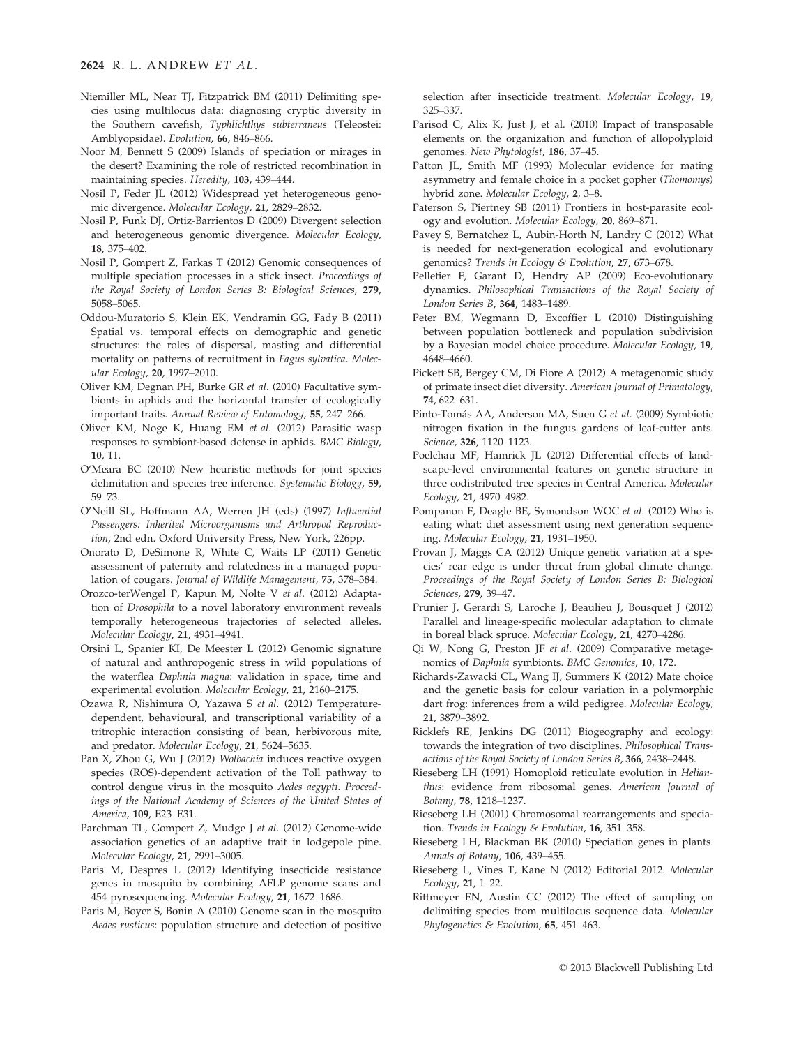Niemiller ML, Near TJ, Fitzpatrick BM (2011) Delimiting species using multilocus data: diagnosing cryptic diversity in the Southern cavefish, *Typhlichthys subterraneus* (Teleostei: Amblyopsidae). *Evolution*, **66**, 846–866.

Noor M, Bennett S (2009) Islands of speciation or mirages in the desert? Examining the role of restricted recombination in maintaining species. *Heredity*, **103**, 439–444.

Nosil P, Feder JL (2012) Widespread yet heterogeneous genomic divergence. *Molecular Ecology*, **21**, 2829–2832.

Nosil P, Funk DJ, Ortiz-Barrientos D (2009) Divergent selection and heterogeneous genomic divergence. *Molecular Ecology*, **18**, 375–402.

Nosil P, Gompert Z, Farkas T (2012) Genomic consequences of multiple speciation processes in a stick insect. *Proceedings of the Royal Society of London Series B: Biological Sciences*, **279**, 5058–5065.

Oddou-Muratorio S, Klein EK, Vendramin GG, Fady B (2011) Spatial vs. temporal effects on demographic and genetic structures: the roles of dispersal, masting and differential mortality on patterns of recruitment in *Fagus sylvatica*. *Molecular Ecology*, **20**, 1997–2010.

Oliver KM, Degnan PH, Burke GR *et al.* (2010) Facultative symbionts in aphids and the horizontal transfer of ecologically important traits. *Annual Review of Entomology*, **55**, 247–266.

Oliver KM, Noge K, Huang EM *et al.* (2012) Parasitic wasp responses to symbiont-based defense in aphids. *BMC Biology*, **10**, 11.

O'Meara BC (2010) New heuristic methods for joint species delimitation and species tree inference. *Systematic Biology*, **59**, 59–73.

O'Neill SL, Hoffmann AA, Werren JH (eds) (1997) *Influential Passengers: Inherited Microorganisms and Arthropod Reproduction*, 2nd edn. Oxford University Press, New York, 226pp.

Onorato D, DeSimone R, White C, Waits LP (2011) Genetic assessment of paternity and relatedness in a managed population of cougars. *Journal of Wildlife Management*, **75**, 378–384.

Orozco-terWengel P, Kapun M, Nolte V *et al.* (2012) Adaptation of *Drosophila* to a novel laboratory environment reveals temporally heterogeneous trajectories of selected alleles. *Molecular Ecology*, **21**, 4931–4941.

Orsini L, Spanier KI, De Meester L (2012) Genomic signature of natural and anthropogenic stress in wild populations of the waterflea *Daphnia magna*: validation in space, time and experimental evolution. *Molecular Ecology*, **21**, 2160–2175.

Ozawa R, Nishimura O, Yazawa S *et al.* (2012) Temperature-dependent, behavioural, and transcriptional variability of a tritrophic interaction consisting of bean, herbivorous mite, and predator. *Molecular Ecology*, **21**, 5624–5635.

Pan X, Zhou G, Wu J (2012) *Wolbachia* induces reactive oxygen species (ROS)-dependent activation of the Toll pathway to control dengue virus in the mosquito *Aedes aegypti*. *Proceedings of the National Academy of Sciences of the United States of America*, **109**, E23–E31.

Parchman TL, Gompert Z, Mudge J *et al.* (2012) Genome-wide association genetics of an adaptive trait in lodgepole pine. *Molecular Ecology*, **21**, 2991–3005.

Paris M, Despres L (2012) Identifying insecticide resistance genes in mosquito by combining AFLP genome scans and 454 pyrosequencing. *Molecular Ecology*, **21**, 1672–1686.

Paris M, Boyer S, Bonin A (2010) Genome scan in the mosquito *Aedes rusticus*: population structure and detection of positive selection after insecticide treatment. *Molecular Ecology*, **19**, 325–337.

Parisod C, Alix K, Just J, et al. (2010) Impact of transposable elements on the organization and function of allopolyploid genomes. *New Phytologist*, **186**, 37–45.

Patton JL, Smith MF (1993) Molecular evidence for mating asymmetry and female choice in a pocket gopher (*Thomomys*) hybrid zone. *Molecular Ecology*, **2**, 3–8.

Paterson S, Piertney SB (2011) Frontiers in host-parasite ecology and evolution. *Molecular Ecology*, **20**, 869–871.

Pavey S, Bernatchez L, Aubin-Horth N, Landry C (2012) What is needed for next-generation ecological and evolutionary genomics? *Trends in Ecology & Evolution*, **27**, 673–678.

Pelletier F, Garant D, Hendry AP (2009) Eco-evolutionary dynamics. *Philosophical Transactions of the Royal Society of London Series B*, **364**, 1483–1489.

Peter BM, Wegmann D, Excoffier L (2010) Distinguishing between population bottleneck and population subdivision by a Bayesian model choice procedure. *Molecular Ecology*, **19**, 4648–4660.

Pickett SB, Bergey CM, Di Fiore A (2012) A metagenomic study of primate insect diet diversity. *American Journal of Primatology*, **74**, 622–631.

Pinto-Tomás AA, Anderson MA, Suen G *et al.* (2009) Symbiotic nitrogen fixation in the fungus gardens of leaf-cutter ants. *Science*, **326**, 1120–1123.

Poelchau MF, Hamrick JL (2012) Differential effects of landscape-level environmental features on genetic structure in three codistributed tree species in Central America. *Molecular Ecology*, **21**, 4970–4982.

Pompanon F, Deagle BE, Symondson WOC *et al.* (2012) Who is eating what: diet assessment using next generation sequencing. *Molecular Ecology*, **21**, 1931–1950.

Provan J, Maggs CA (2012) Unique genetic variation at a species' rear edge is under threat from global climate change. *Proceedings of the Royal Society of London Series B: Biological Sciences*, **279**, 39–47.

Prunier J, Gerardi S, Laroche J, Beaulieu J, Bousquet J (2012) Parallel and lineage-specific molecular adaptation to climate in boreal black spruce. *Molecular Ecology*, **21**, 4270–4286.

Qi W, Nong G, Preston JF *et al.* (2009) Comparative metagenomics of *Daphnia* symbionts. *BMC Genomics*, **10**, 172.

Richards-Zawacki CL, Wang IJ, Summers K (2012) Mate choice and the genetic basis for colour variation in a polymorphic dart frog: inferences from a wild pedigree. *Molecular Ecology*, **21**, 3879–3892.

Ricklefs RE, Jenkins DG (2011) Biogeography and ecology: towards the integration of two disciplines. *Philosophical Transactions of the Royal Society of London Series B*, **366**, 2438–2448.

Rieseberg LH (1991) Homoploid reticulate evolution in *Helianthus*: evidence from ribosomal genes. *American Journal of Botany*, **78**, 1218–1237.

Rieseberg LH (2001) Chromosomal rearrangements and speciation. *Trends in Ecology & Evolution*, **16**, 351–358.

Rieseberg LH, Blackman BK (2010) Speciation genes in plants. *Annals of Botany*, **106**, 439–455.

Rieseberg L, Vines T, Kane N (2012) Editorial 2012. *Molecular Ecology*, **21**, 1–22.

Rittmeyer EN, Austin CC (2012) The effect of sampling on delimiting species from multilocus sequence data. *Molecular Phylogenetics & Evolution*, **65**, 451–463.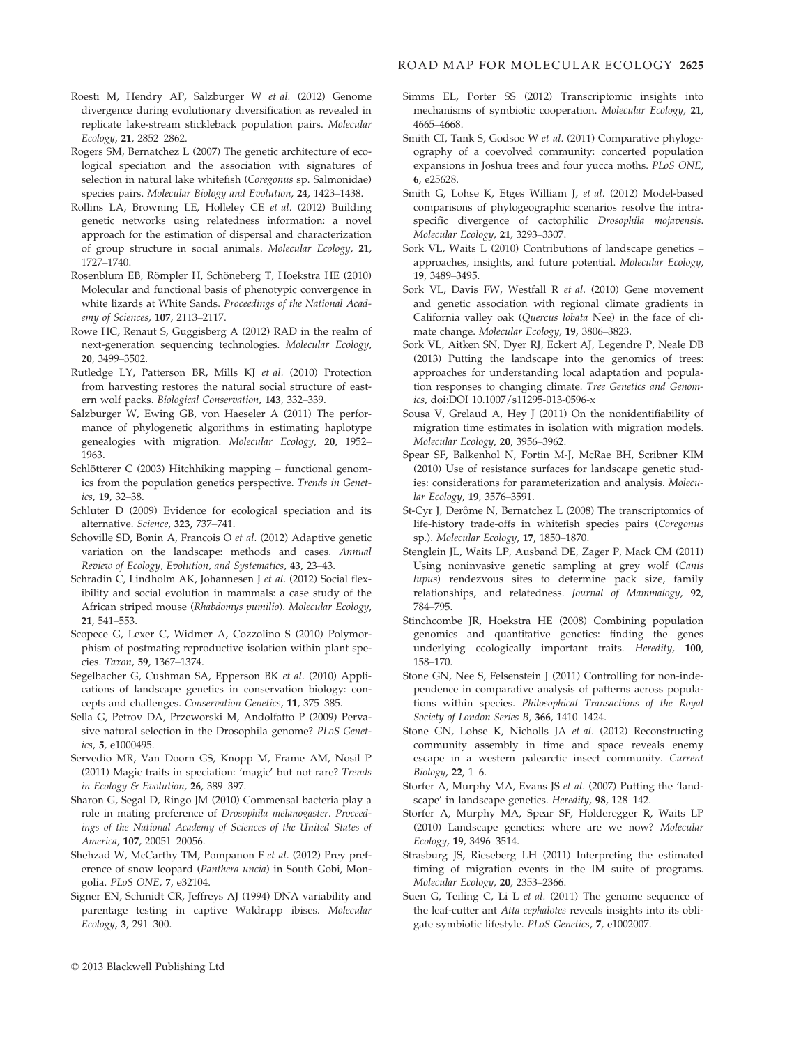Roesti M, Hendry AP, Salzburger W *et al.* (2012) Genome divergence during evolutionary diversification as revealed in replicate lake-stream stickleback population pairs. *Molecular Ecology*, **21**, 2852–2862.

Rogers SM, Bernatchez L (2007) The genetic architecture of ecological speciation and the association with signatures of selection in natural lake whitefish (*Coregonus* sp. Salmonidae) species pairs. *Molecular Biology and Evolution*, **24**, 1423–1438.

Rollins LA, Browning LE, Holleley CE *et al.* (2012) Building genetic networks using relatedness information: a novel approach for the estimation of dispersal and characterization of group structure in social animals. *Molecular Ecology*, **21**, 1727–1740.

Rosenblum EB, Römpler H, Schöneberg T, Hoekstra HE (2010) Molecular and functional basis of phenotypic convergence in white lizards at White Sands. *Proceedings of the National Academy of Sciences*, **107**, 2113–2117.

Rowe HC, Renaut S, Guggisberg A (2012) RAD in the realm of next-generation sequencing technologies. *Molecular Ecology*, **20**, 3499–3502.

Rutledge LY, Patterson BR, Mills KJ *et al.* (2010) Protection from harvesting restores the natural social structure of eastern wolf packs. *Biological Conservation*, **143**, 332–339.

Salzburger W, Ewing GB, von Haeseler A (2011) The performance of phylogenetic algorithms in estimating haplotype genealogies with migration. *Molecular Ecology*, **20**, 1952–1963.

Schlötterer C (2003) Hitchhiking mapping – functional genomics from the population genetics perspective. *Trends in Genetics*, **19**, 32–38.

Schluter D (2009) Evidence for ecological speciation and its alternative. *Science*, **323**, 737–741.

Schoville SD, Bonin A, Francois O *et al.* (2012) Adaptive genetic variation on the landscape: methods and cases. *Annual Review of Ecology, Evolution, and Systematics*, **43**, 23–43.

Schradin C, Lindholm AK, Johannesen J *et al.* (2012) Social flexibility and social evolution in mammals: a case study of the African striped mouse (*Rhabdomys pumilio*). *Molecular Ecology*, **21**, 541–553.

Scopece G, Lexer C, Widmer A, Cozzolino S (2010) Polymorphism of postmating reproductive isolation within plant species. *Taxon*, **59**, 1367–1374.

Segelbacher G, Cushman SA, Epperson BK *et al.* (2010) Applications of landscape genetics in conservation biology: concepts and challenges. *Conservation Genetics*, **11**, 375–385.

Sella G, Petrov DA, Przeworski M, Andolfatto P (2009) Pervasive natural selection in the Drosophila genome? *PLoS Genetics*, **5**, e1000495.

Servedio MR, Van Doorn GS, Knopp M, Frame AM, Nosil P (2011) Magic traits in speciation: 'magic' but not rare? *Trends in Ecology & Evolution*, **26**, 389–397.

Sharon G, Segal D, Ringo JM (2010) Commensal bacteria play a role in mating preference of *Drosophila melanogaster*. *Proceedings of the National Academy of Sciences of the United States of America*, **107**, 20051–20056.

Shehzad W, McCarthy TM, Pompanon F *et al.* (2012) Prey preference of snow leopard (*Panthera uncia*) in South Gobi, Mongolia. *PLoS ONE*, **7**, e32104.

Signer EN, Schmidt CR, Jeffreys AJ (1994) DNA variability and parentage testing in captive Waldrapp ibises. *Molecular Ecology*, **3**, 291–300.

Simms EL, Porter SS (2012) Transcriptomic insights into mechanisms of symbiotic cooperation. *Molecular Ecology*, **21**, 4665–4668.

Smith CI, Tank S, Godsoe W *et al.* (2011) Comparative phylogeography of a coevolved community: concerted population expansions in Joshua trees and four yucca moths. *PLoS ONE*, **6**, e25628.

Smith G, Lohse K, Etges William J, *et al.* (2012) Model-based comparisons of phylogeographic scenarios resolve the intraspecific divergence of cactophilic *Drosophila mojavensis*. *Molecular Ecology*, **21**, 3293–3307.

Sork VL, Waits L (2010) Contributions of landscape genetics – approaches, insights, and future potential. *Molecular Ecology*, **19**, 3489–3495.

Sork VL, Davis FW, Westfall R *et al.* (2010) Gene movement and genetic association with regional climate gradients in California valley oak (*Quercus lobata* Nee) in the face of climate change. *Molecular Ecology*, **19**, 3806–3823.

Sork VL, Aitken SN, Dyer RJ, Eckert AJ, Legendre P, Neale DB (2013) Putting the landscape into the genomics of trees: approaches for understanding local adaptation and population responses to changing climate. *Tree Genetics and Genomics*, doi:DOI 10.1007/s11295-013-0596-x

Sousa V, Grelaud A, Hey J (2011) On the nonidentifiability of migration time estimates in isolation with migration models. *Molecular Ecology*, **20**, 3956–3962.

Spear SF, Balkenhol N, Fortin M-J, McRae BH, Scribner KIM (2010) Use of resistance surfaces for landscape genetic studies: considerations for parameterization and analysis. *Molecular Ecology*, **19**, 3576–3591.

St-Cyr J, Derôme N, Bernatchez L (2008) The transcriptomics of life-history trade-offs in whitefish species pairs (*Coregonus* sp.). *Molecular Ecology*, **17**, 1850–1870.

Stenglein JL, Waits LP, Ausband DE, Zager P, Mack CM (2011) Using noninvasive genetic sampling at grey wolf (*Canis lupus*) rendezvous sites to determine pack size, family relationships, and relatedness. *Journal of Mammalogy*, **92**, 784–795.

Stinchcombe JR, Hoekstra HE (2008) Combining population genomics and quantitative genetics: finding the genes underlying ecologically important traits. *Heredity*, **100**, 158–170.

Stone GN, Nee S, Felsenstein J (2011) Controlling for non-independence in comparative analysis of patterns across populations within species. *Philosophical Transactions of the Royal Society of London Series B*, **366**, 1410–1424.

Stone GN, Lohse K, Nicholls JA *et al.* (2012) Reconstructing community assembly in time and space reveals enemy escape in a western palearctic insect community. *Current Biology*, **22**, 1–6.

Storfer A, Murphy MA, Evans JS *et al.* (2007) Putting the 'landscape' in landscape genetics. *Heredity*, **98**, 128–142.

Storfer A, Murphy MA, Spear SF, Holderegger R, Waits LP (2010) Landscape genetics: where are we now? *Molecular Ecology*, **19**, 3496–3514.

Strasburg JS, Rieseberg LH (2011) Interpreting the estimated timing of migration events in the IM suite of programs. *Molecular Ecology*, **20**, 2353–2366.

Suen G, Teiling C, Li L *et al.* (2011) The genome sequence of the leaf-cutter ant *Atta cephalotes* reveals insights into its obligate symbiotic lifestyle. *PLoS Genetics*, **7**, e1002007.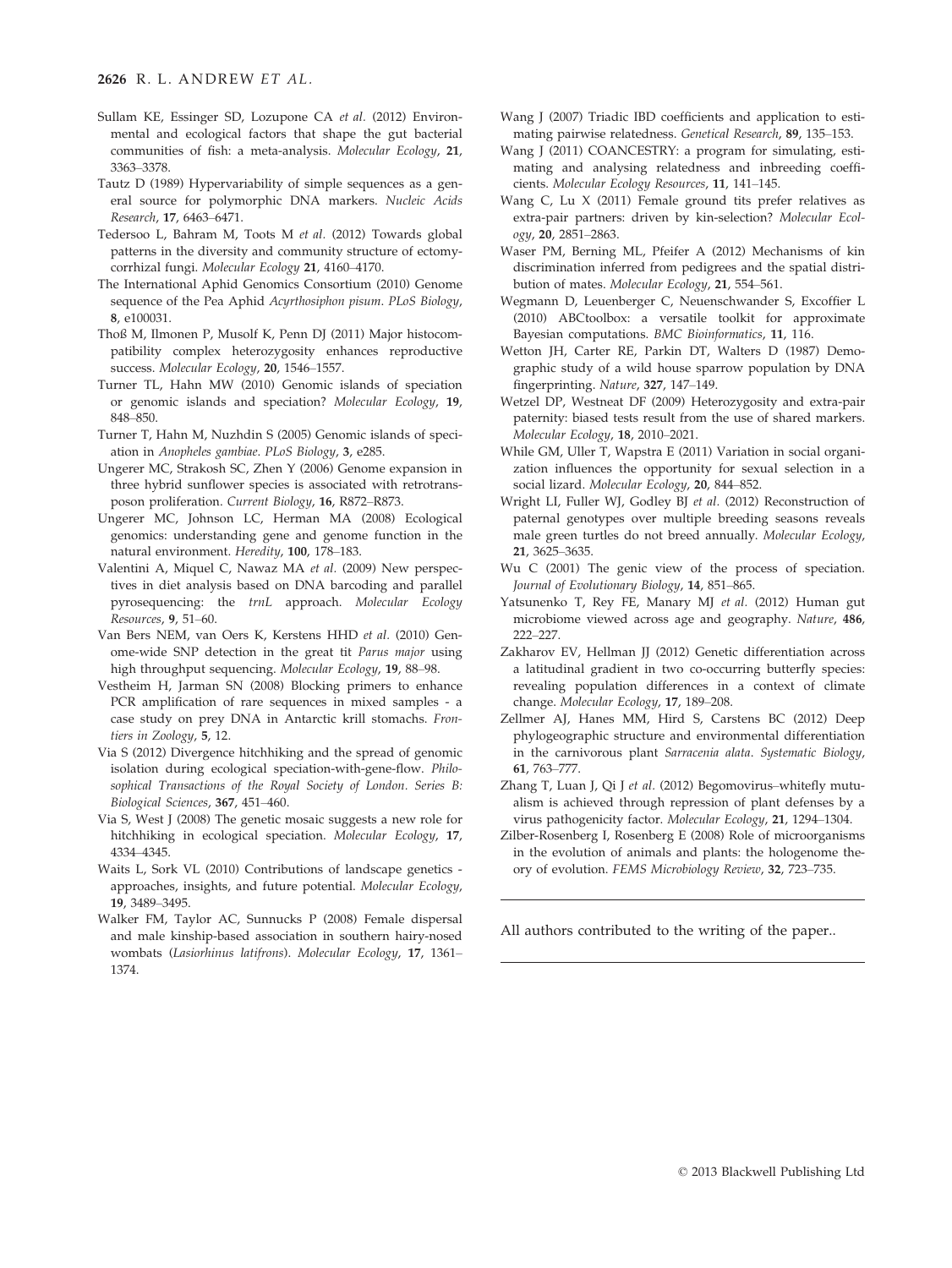Sullam KE, Essinger SD, Lozupone CA *et al*. (2012) Environmental and ecological factors that shape the gut bacterial communities of fish: a meta-analysis. *Molecular Ecology*, **21**, 3363–3378.

Tautz D (1989) Hypervariability of simple sequences as a general source for polymorphic DNA markers. *Nucleic Acids Research*, **17**, 6463–6471.

Tedersoo L, Bahram M, Toots M *et al*. (2012) Towards global patterns in the diversity and community structure of ectomycorrhizal fungi. *Molecular Ecology* **21**, 4160–4170.

The International Aphid Genomics Consortium (2010) Genome sequence of the Pea Aphid *Acyrthosiphon pisum*. *PLoS Biology*, **8**, e100031.

Thoß M, Ilmonen P, Musolf K, Penn DJ (2011) Major histocompatibility complex heterozygosity enhances reproductive success. *Molecular Ecology*, **20**, 1546–1557.

Turner TL, Hahn MW (2010) Genomic islands of speciation or genomic islands and speciation? *Molecular Ecology*, **19**, 848–850.

Turner T, Hahn M, Nuzhdin S (2005) Genomic islands of speciation in *Anopheles gambiae*. *PLoS Biology*, **3**, e285.

Ungerer MC, Strakosh SC, Zhen Y (2006) Genome expansion in three hybrid sunflower species is associated with retrotransposon proliferation. *Current Biology*, **16**, R872–R873.

Ungerer MC, Johnson LC, Herman MA (2008) Ecological genomics: understanding gene and genome function in the natural environment. *Heredity*, **100**, 178–183.

Valentini A, Miquel C, Nawaz MA *et al*. (2009) New perspectives in diet analysis based on DNA barcoding and parallel pyrosequencing: the *trnL* approach. *Molecular Ecology Resources*, **9**, 51–60.

Van Bers NEM, van Oers K, Kerstens HHD *et al*. (2010) Genome-wide SNP detection in the great tit *Parus major* using high throughput sequencing. *Molecular Ecology*, **19**, 88–98.

Vestheim H, Jarman SN (2008) Blocking primers to enhance PCR amplification of rare sequences in mixed samples - a case study on prey DNA in Antarctic krill stomachs. *Frontiers in Zoology*, **5**, 12.

Via S (2012) Divergence hitchhiking and the spread of genomic isolation during ecological speciation-with-gene-flow. *Philosophical Transactions of the Royal Society of London. Series B: Biological Sciences*, **367**, 451–460.

Via S, West J (2008) The genetic mosaic suggests a new role for hitchhiking in ecological speciation. *Molecular Ecology*, **17**, 4334–4345.

Waits L, Sork VL (2010) Contributions of landscape genetics - approaches, insights, and future potential. *Molecular Ecology*, **19**, 3489–3495.

Walker FM, Taylor AC, Sunnucks P (2008) Female dispersal and male kinship-based association in southern hairy-nosed wombats (*Lasiorhinus latifrons*). *Molecular Ecology*, **17**, 1361–1374.

Wang J (2007) Triadic IBD coefficients and application to estimating pairwise relatedness. *Genetical Research*, **89**, 135–153.

Wang J (2011) COANCESTRY: a program for simulating, estimating and analysing relatedness and inbreeding coefficients. *Molecular Ecology Resources*, **11**, 141–145.

Wang C, Lu X (2011) Female ground tits prefer relatives as extra-pair partners: driven by kin-selection? *Molecular Ecology*, **20**, 2851–2863.

Waser PM, Berning ML, Pfeifer A (2012) Mechanisms of kin discrimination inferred from pedigrees and the spatial distribution of mates. *Molecular Ecology*, **21**, 554–561.

Wegmann D, Leuenberger C, Neuenschwander S, Excoffier L (2010) ABCtoolbox: a versatile toolkit for approximate Bayesian computations. *BMC Bioinformatics*, **11**, 116.

Wetton JH, Carter RE, Parkin DT, Walters D (1987) Demographic study of a wild house sparrow population by DNA fingerprinting. *Nature*, **327**, 147–149.

Wetzel DP, Westneat DF (2009) Heterozygosity and extra-pair paternity: biased tests result from the use of shared markers. *Molecular Ecology*, **18**, 2010–2021.

While GM, Uller T, Wapstra E (2011) Variation in social organization influences the opportunity for sexual selection in a social lizard. *Molecular Ecology*, **20**, 844–852.

Wright LI, Fuller WJ, Godley BJ *et al*. (2012) Reconstruction of paternal genotypes over multiple breeding seasons reveals male green turtles do not breed annually. *Molecular Ecology*, **21**, 3625–3635.

Wu C (2001) The genic view of the process of speciation. *Journal of Evolutionary Biology*, **14**, 851–865.

Yatsunenko T, Rey FE, Manary MJ *et al*. (2012) Human gut microbiome viewed across age and geography. *Nature*, **486**, 222–227.

Zakharov EV, Hellman JJ (2012) Genetic differentiation across a latitudinal gradient in two co-occurring butterfly species: revealing population differences in a context of climate change. *Molecular Ecology*, **17**, 189–208.

Zellmer AJ, Hanes MM, Hird S, Carstens BC (2012) Deep phylogeographic structure and environmental differentiation in the carnivorous plant *Sarracenia alata*. *Systematic Biology*, **61**, 763–777.

Zhang T, Luan J, Qi J *et al*. (2012) Begomovirus–whitefly mutualism is achieved through repression of plant defenses by a virus pathogenicity factor. *Molecular Ecology*, **21**, 1294–1304.

Zilber-Rosenberg I, Rosenberg E (2008) Role of microorganisms in the evolution of animals and plants: the hologenome theory of evolution. *FEMS Microbiology Review*, **32**, 723–735.

---

All authors contributed to the writing of the paper..

---